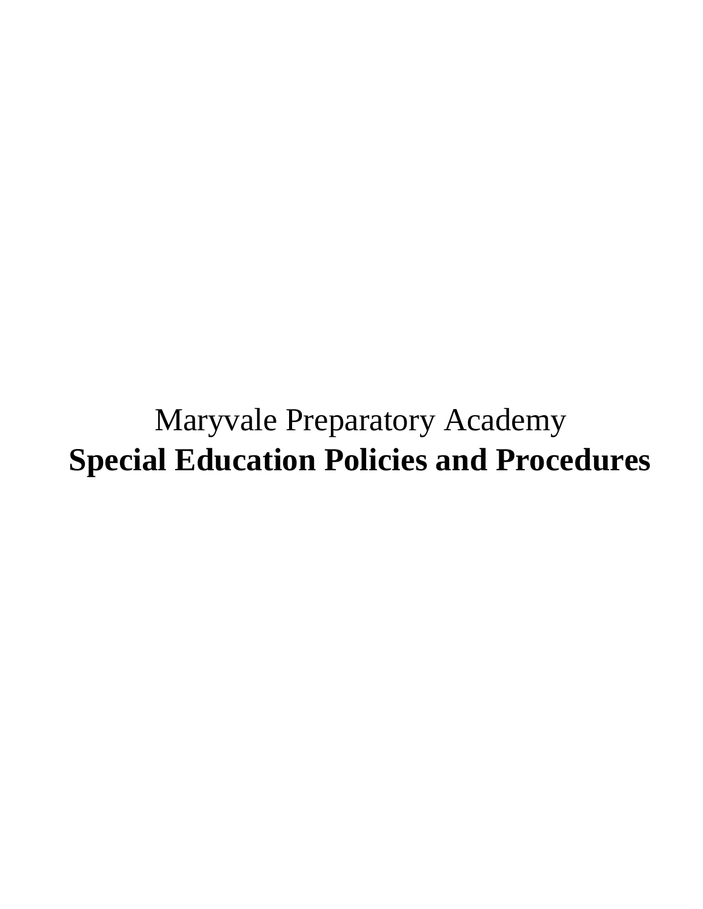Maryvale Preparatory Academy

# Special Education Policies and Procedures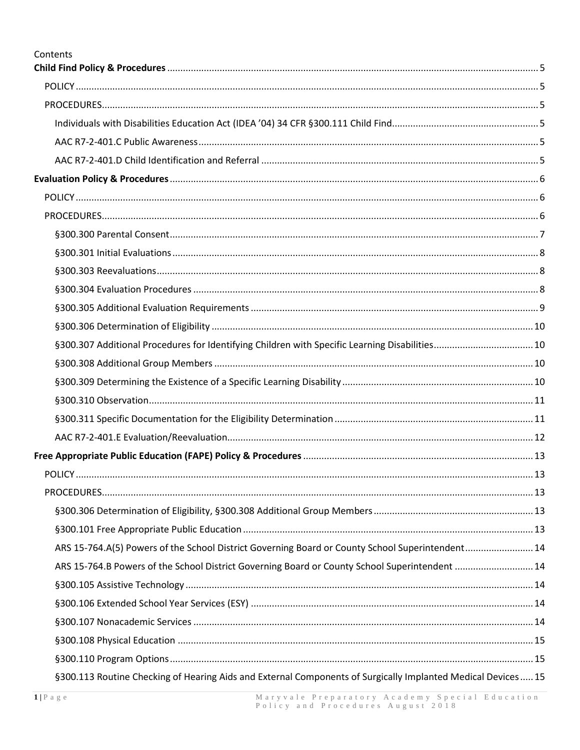Contents

**Child Find Policy & Procedures** ..... 5

- POLICY ..... 5
- PROCEDURES ..... 5
  - Individuals with Disabilities Education Act (IDEA '04) 34 CFR §300.111 Child Find ..... 5
  - AAC R7-2-401.C Public Awareness ..... 5
  - AAC R7-2-401.D Child Identification and Referral ..... 5

**Evaluation Policy & Procedures** ..... 6

- POLICY ..... 6
- PROCEDURES ..... 6
  - §300.300 Parental Consent ..... 7
  - §300.301 Initial Evaluations ..... 8
  - §300.303 Reevaluations ..... 8
  - §300.304 Evaluation Procedures ..... 8
  - §300.305 Additional Evaluation Requirements ..... 9
  - §300.306 Determination of Eligibility ..... 10
  - §300.307 Additional Procedures for Identifying Children with Specific Learning Disabilities ..... 10
  - §300.308 Additional Group Members ..... 10
  - §300.309 Determining the Existence of a Specific Learning Disability ..... 10
  - §300.310 Observation ..... 11
  - §300.311 Specific Documentation for the Eligibility Determination ..... 11
  - AAC R7-2-401.E Evaluation/Reevaluation ..... 12

**Free Appropriate Public Education (FAPE) Policy & Procedures** ..... 13

- POLICY ..... 13
- PROCEDURES ..... 13
  - §300.306 Determination of Eligibility, §300.308 Additional Group Members ..... 13
  - §300.101 Free Appropriate Public Education ..... 13
  - ARS 15-764.A(5) Powers of the School District Governing Board or County School Superintendent ..... 14
  - ARS 15-764.B Powers of the School District Governing Board or County School Superintendent ..... 14
  - §300.105 Assistive Technology ..... 14
  - §300.106 Extended School Year Services (ESY) ..... 14
  - §300.107 Nonacademic Services ..... 14
  - §300.108 Physical Education ..... 15
  - §300.110 Program Options ..... 15
  - §300.113 Routine Checking of Hearing Aids and External Components of Surgically Implanted Medical Devices ..... 15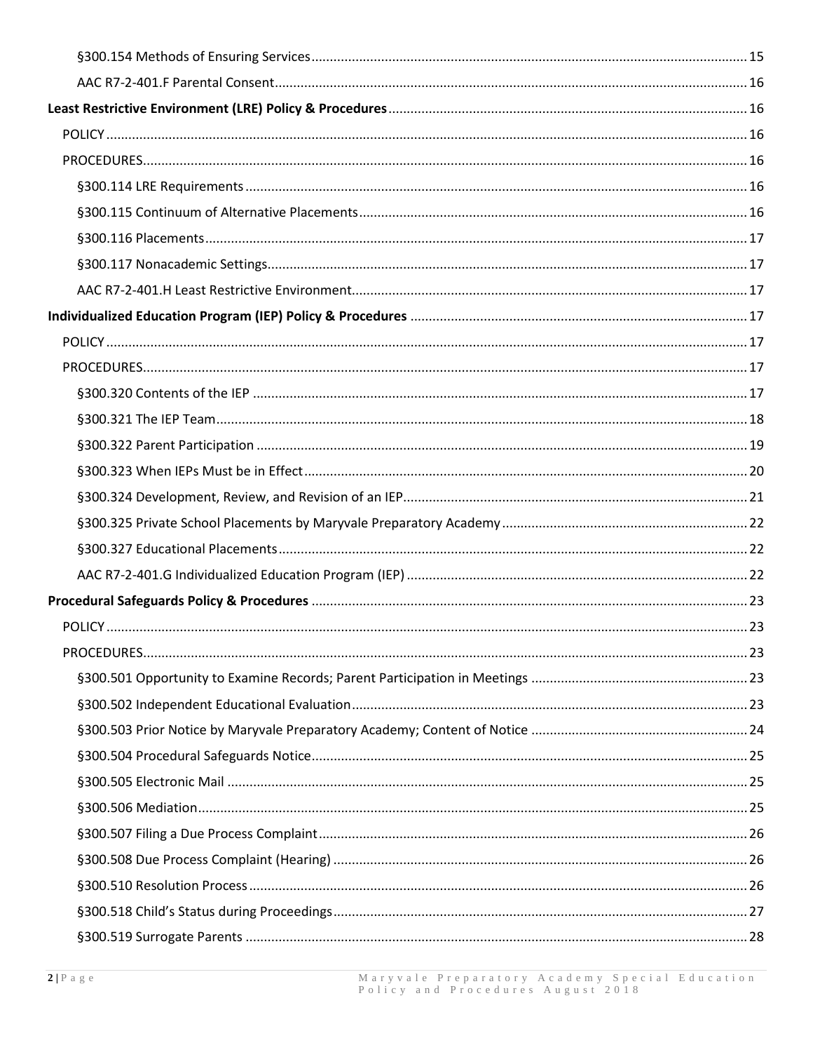§300.154 Methods of Ensuring Services ..... 15

AAC R7-2-401.F Parental Consent ..... 16

**Least Restrictive Environment (LRE) Policy & Procedures** ..... 16

POLICY ..... 16

PROCEDURES ..... 16

§300.114 LRE Requirements ..... 16

§300.115 Continuum of Alternative Placements ..... 16

§300.116 Placements ..... 17

§300.117 Nonacademic Settings ..... 17

AAC R7-2-401.H Least Restrictive Environment ..... 17

**Individualized Education Program (IEP) Policy & Procedures** ..... 17

POLICY ..... 17

PROCEDURES ..... 17

§300.320 Contents of the IEP ..... 17

§300.321 The IEP Team ..... 18

§300.322 Parent Participation ..... 19

§300.323 When IEPs Must be in Effect ..... 20

§300.324 Development, Review, and Revision of an IEP ..... 21

§300.325 Private School Placements by Maryvale Preparatory Academy ..... 22

§300.327 Educational Placements ..... 22

AAC R7-2-401.G Individualized Education Program (IEP) ..... 22

**Procedural Safeguards Policy & Procedures** ..... 23

POLICY ..... 23

PROCEDURES ..... 23

§300.501 Opportunity to Examine Records; Parent Participation in Meetings ..... 23

§300.502 Independent Educational Evaluation ..... 23

§300.503 Prior Notice by Maryvale Preparatory Academy; Content of Notice ..... 24

§300.504 Procedural Safeguards Notice ..... 25

§300.505 Electronic Mail ..... 25

§300.506 Mediation ..... 25

§300.507 Filing a Due Process Complaint ..... 26

§300.508 Due Process Complaint (Hearing) ..... 26

§300.510 Resolution Process ..... 26

§300.518 Child's Status during Proceedings ..... 27

§300.519 Surrogate Parents ..... 28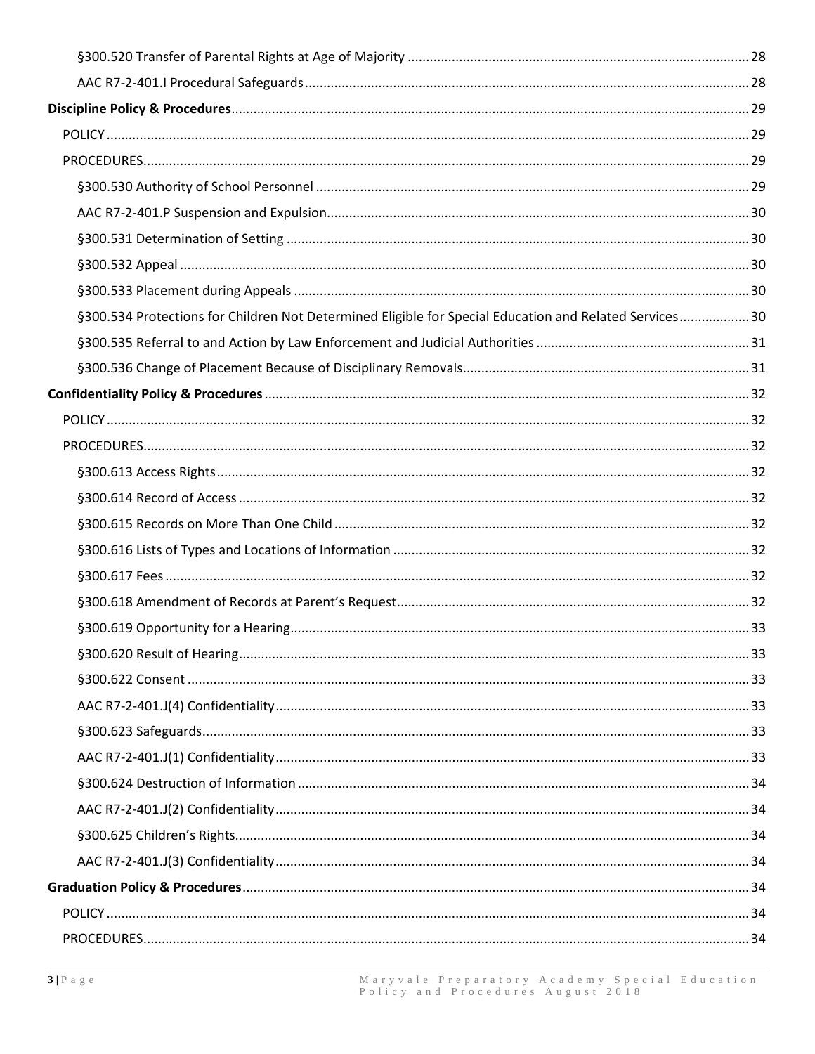§300.520 Transfer of Parental Rights at Age of Majority ... 28

AAC R7-2-401.I Procedural Safeguards ... 28

**Discipline Policy & Procedures** ... 29

POLICY ... 29

PROCEDURES ... 29

§300.530 Authority of School Personnel ... 29

AAC R7-2-401.P Suspension and Expulsion ... 30

§300.531 Determination of Setting ... 30

§300.532 Appeal ... 30

§300.533 Placement during Appeals ... 30

§300.534 Protections for Children Not Determined Eligible for Special Education and Related Services ... 30

§300.535 Referral to and Action by Law Enforcement and Judicial Authorities ... 31

§300.536 Change of Placement Because of Disciplinary Removals ... 31

**Confidentiality Policy & Procedures** ... 32

POLICY ... 32

PROCEDURES ... 32

§300.613 Access Rights ... 32

§300.614 Record of Access ... 32

§300.615 Records on More Than One Child ... 32

§300.616 Lists of Types and Locations of Information ... 32

§300.617 Fees ... 32

§300.618 Amendment of Records at Parent's Request ... 32

§300.619 Opportunity for a Hearing ... 33

§300.620 Result of Hearing ... 33

§300.622 Consent ... 33

AAC R7-2-401.J(4) Confidentiality ... 33

§300.623 Safeguards ... 33

AAC R7-2-401.J(1) Confidentiality ... 33

§300.624 Destruction of Information ... 34

AAC R7-2-401.J(2) Confidentiality ... 34

§300.625 Children's Rights ... 34

AAC R7-2-401.J(3) Confidentiality ... 34

**Graduation Policy & Procedures** ... 34

POLICY ... 34

PROCEDURES ... 34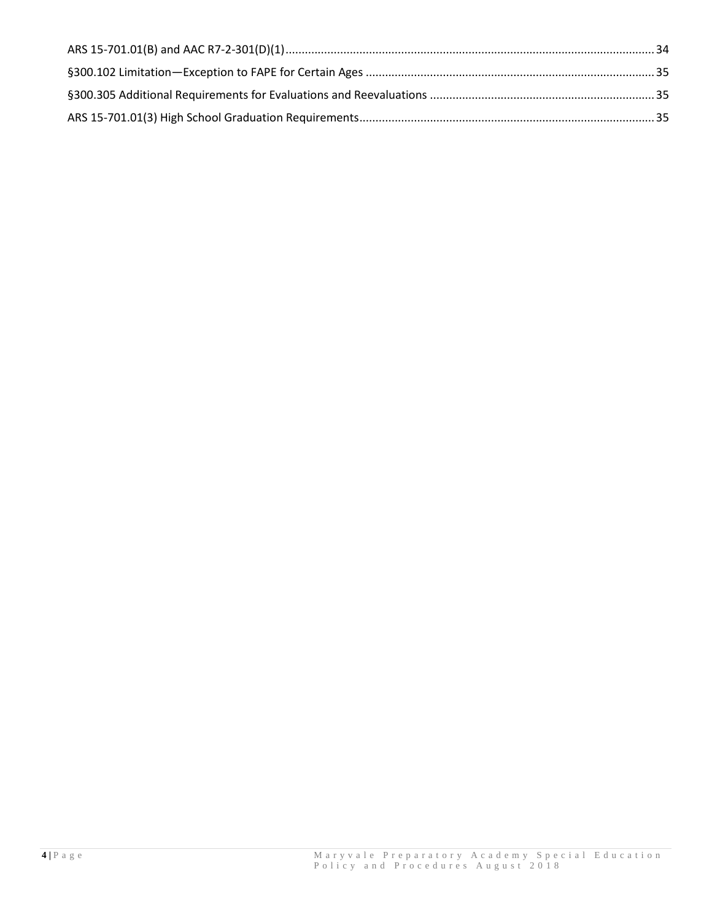ARS 15-701.01(B) and AAC R7-2-301(D)(1) ..... 34

§300.102 Limitation—Exception to FAPE for Certain Ages ..... 35

§300.305 Additional Requirements for Evaluations and Reevaluations ..... 35

ARS 15-701.01(3) High School Graduation Requirements ..... 35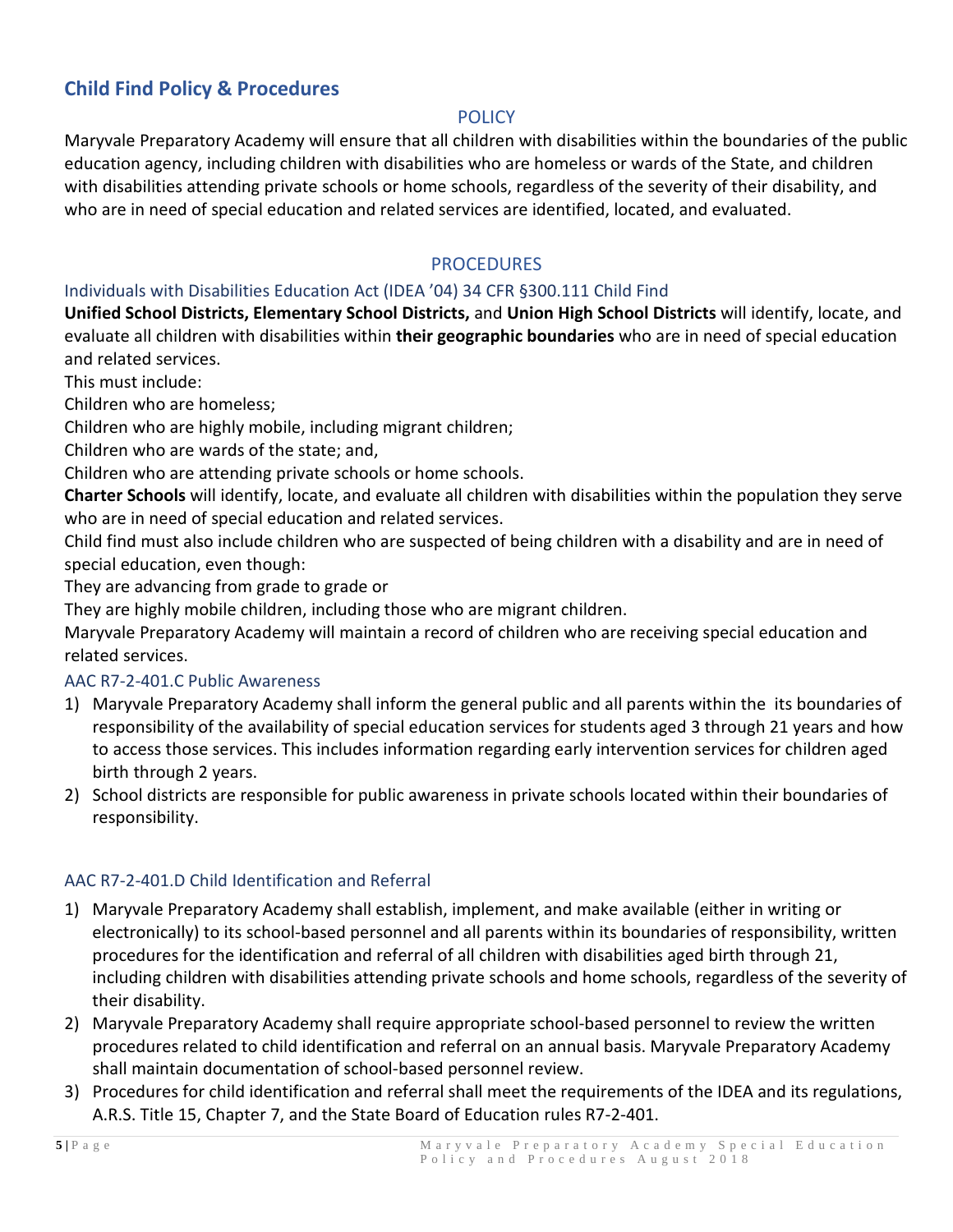## Child Find Policy & Procedures

### POLICY

Maryvale Preparatory Academy will ensure that all children with disabilities within the boundaries of the public education agency, including children with disabilities who are homeless or wards of the State, and children with disabilities attending private schools or home schools, regardless of the severity of their disability, and who are in need of special education and related services are identified, located, and evaluated.

### PROCEDURES

#### Individuals with Disabilities Education Act (IDEA '04) 34 CFR §300.111 Child Find

**Unified School Districts, Elementary School Districts,** and **Union High School Districts** will identify, locate, and evaluate all children with disabilities within **their geographic boundaries** who are in need of special education and related services.

This must include:

Children who are homeless;

Children who are highly mobile, including migrant children;

Children who are wards of the state; and,

Children who are attending private schools or home schools.

**Charter Schools** will identify, locate, and evaluate all children with disabilities within the population they serve who are in need of special education and related services.

Child find must also include children who are suspected of being children with a disability and are in need of special education, even though:

They are advancing from grade to grade or

They are highly mobile children, including those who are migrant children.

Maryvale Preparatory Academy will maintain a record of children who are receiving special education and related services.

#### AAC R7-2-401.C Public Awareness

1) Maryvale Preparatory Academy shall inform the general public and all parents within the its boundaries of responsibility of the availability of special education services for students aged 3 through 21 years and how to access those services. This includes information regarding early intervention services for children aged birth through 2 years.
2) School districts are responsible for public awareness in private schools located within their boundaries of responsibility.

#### AAC R7-2-401.D Child Identification and Referral

1) Maryvale Preparatory Academy shall establish, implement, and make available (either in writing or electronically) to its school-based personnel and all parents within its boundaries of responsibility, written procedures for the identification and referral of all children with disabilities aged birth through 21, including children with disabilities attending private schools and home schools, regardless of the severity of their disability.
2) Maryvale Preparatory Academy shall require appropriate school-based personnel to review the written procedures related to child identification and referral on an annual basis. Maryvale Preparatory Academy shall maintain documentation of school-based personnel review.
3) Procedures for child identification and referral shall meet the requirements of the IDEA and its regulations, A.R.S. Title 15, Chapter 7, and the State Board of Education rules R7-2-401.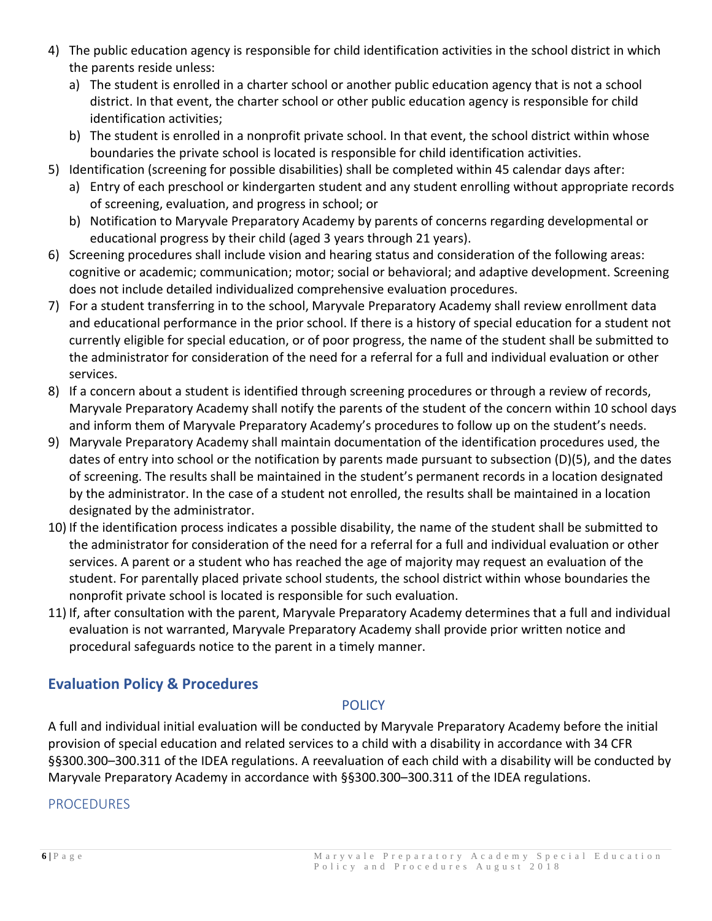4) The public education agency is responsible for child identification activities in the school district in which the parents reside unless:
   a) The student is enrolled in a charter school or another public education agency that is not a school district. In that event, the charter school or other public education agency is responsible for child identification activities;
   b) The student is enrolled in a nonprofit private school. In that event, the school district within whose boundaries the private school is located is responsible for child identification activities.
5) Identification (screening for possible disabilities) shall be completed within 45 calendar days after:
   a) Entry of each preschool or kindergarten student and any student enrolling without appropriate records of screening, evaluation, and progress in school; or
   b) Notification to Maryvale Preparatory Academy by parents of concerns regarding developmental or educational progress by their child (aged 3 years through 21 years).
6) Screening procedures shall include vision and hearing status and consideration of the following areas: cognitive or academic; communication; motor; social or behavioral; and adaptive development. Screening does not include detailed individualized comprehensive evaluation procedures.
7) For a student transferring in to the school, Maryvale Preparatory Academy shall review enrollment data and educational performance in the prior school. If there is a history of special education for a student not currently eligible for special education, or of poor progress, the name of the student shall be submitted to the administrator for consideration of the need for a referral for a full and individual evaluation or other services.
8) If a concern about a student is identified through screening procedures or through a review of records, Maryvale Preparatory Academy shall notify the parents of the student of the concern within 10 school days and inform them of Maryvale Preparatory Academy's procedures to follow up on the student's needs.
9) Maryvale Preparatory Academy shall maintain documentation of the identification procedures used, the dates of entry into school or the notification by parents made pursuant to subsection (D)(5), and the dates of screening. The results shall be maintained in the student's permanent records in a location designated by the administrator. In the case of a student not enrolled, the results shall be maintained in a location designated by the administrator.
10) If the identification process indicates a possible disability, the name of the student shall be submitted to the administrator for consideration of the need for a referral for a full and individual evaluation or other services. A parent or a student who has reached the age of majority may request an evaluation of the student. For parentally placed private school students, the school district within whose boundaries the nonprofit private school is located is responsible for such evaluation.
11) If, after consultation with the parent, Maryvale Preparatory Academy determines that a full and individual evaluation is not warranted, Maryvale Preparatory Academy shall provide prior written notice and procedural safeguards notice to the parent in a timely manner.

## Evaluation Policy & Procedures

### POLICY

A full and individual initial evaluation will be conducted by Maryvale Preparatory Academy before the initial provision of special education and related services to a child with a disability in accordance with 34 CFR §§300.300–300.311 of the IDEA regulations. A reevaluation of each child with a disability will be conducted by Maryvale Preparatory Academy in accordance with §§300.300–300.311 of the IDEA regulations.

### PROCEDURES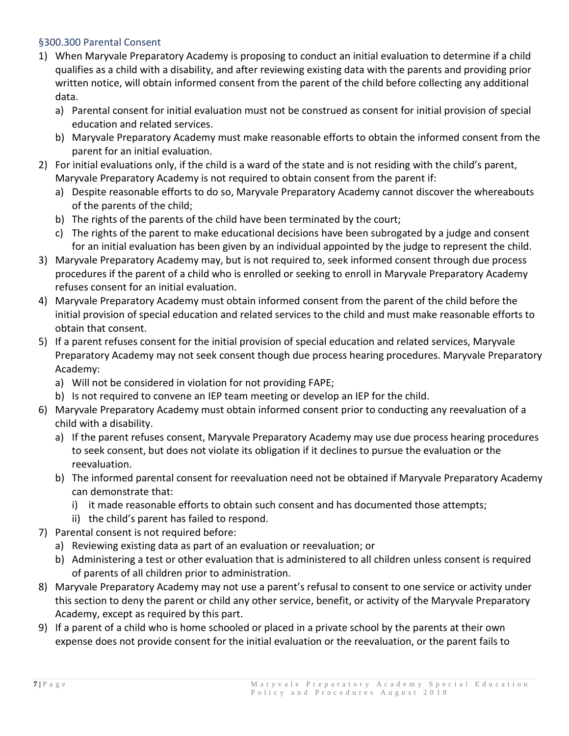### §300.300 Parental Consent

1) When Maryvale Preparatory Academy is proposing to conduct an initial evaluation to determine if a child qualifies as a child with a disability, and after reviewing existing data with the parents and providing prior written notice, will obtain informed consent from the parent of the child before collecting any additional data.
   a) Parental consent for initial evaluation must not be construed as consent for initial provision of special education and related services.
   b) Maryvale Preparatory Academy must make reasonable efforts to obtain the informed consent from the parent for an initial evaluation.
2) For initial evaluations only, if the child is a ward of the state and is not residing with the child's parent, Maryvale Preparatory Academy is not required to obtain consent from the parent if:
   a) Despite reasonable efforts to do so, Maryvale Preparatory Academy cannot discover the whereabouts of the parents of the child;
   b) The rights of the parents of the child have been terminated by the court;
   c) The rights of the parent to make educational decisions have been subrogated by a judge and consent for an initial evaluation has been given by an individual appointed by the judge to represent the child.
3) Maryvale Preparatory Academy may, but is not required to, seek informed consent through due process procedures if the parent of a child who is enrolled or seeking to enroll in Maryvale Preparatory Academy refuses consent for an initial evaluation.
4) Maryvale Preparatory Academy must obtain informed consent from the parent of the child before the initial provision of special education and related services to the child and must make reasonable efforts to obtain that consent.
5) If a parent refuses consent for the initial provision of special education and related services, Maryvale Preparatory Academy may not seek consent though due process hearing procedures. Maryvale Preparatory Academy:
   a) Will not be considered in violation for not providing FAPE;
   b) Is not required to convene an IEP team meeting or develop an IEP for the child.
6) Maryvale Preparatory Academy must obtain informed consent prior to conducting any reevaluation of a child with a disability.
   a) If the parent refuses consent, Maryvale Preparatory Academy may use due process hearing procedures to seek consent, but does not violate its obligation if it declines to pursue the evaluation or the reevaluation.
   b) The informed parental consent for reevaluation need not be obtained if Maryvale Preparatory Academy can demonstrate that:
      i) it made reasonable efforts to obtain such consent and has documented those attempts;
      ii) the child's parent has failed to respond.
7) Parental consent is not required before:
   a) Reviewing existing data as part of an evaluation or reevaluation; or
   b) Administering a test or other evaluation that is administered to all children unless consent is required of parents of all children prior to administration.
8) Maryvale Preparatory Academy may not use a parent's refusal to consent to one service or activity under this section to deny the parent or child any other service, benefit, or activity of the Maryvale Preparatory Academy, except as required by this part.
9) If a parent of a child who is home schooled or placed in a private school by the parents at their own expense does not provide consent for the initial evaluation or the reevaluation, or the parent fails to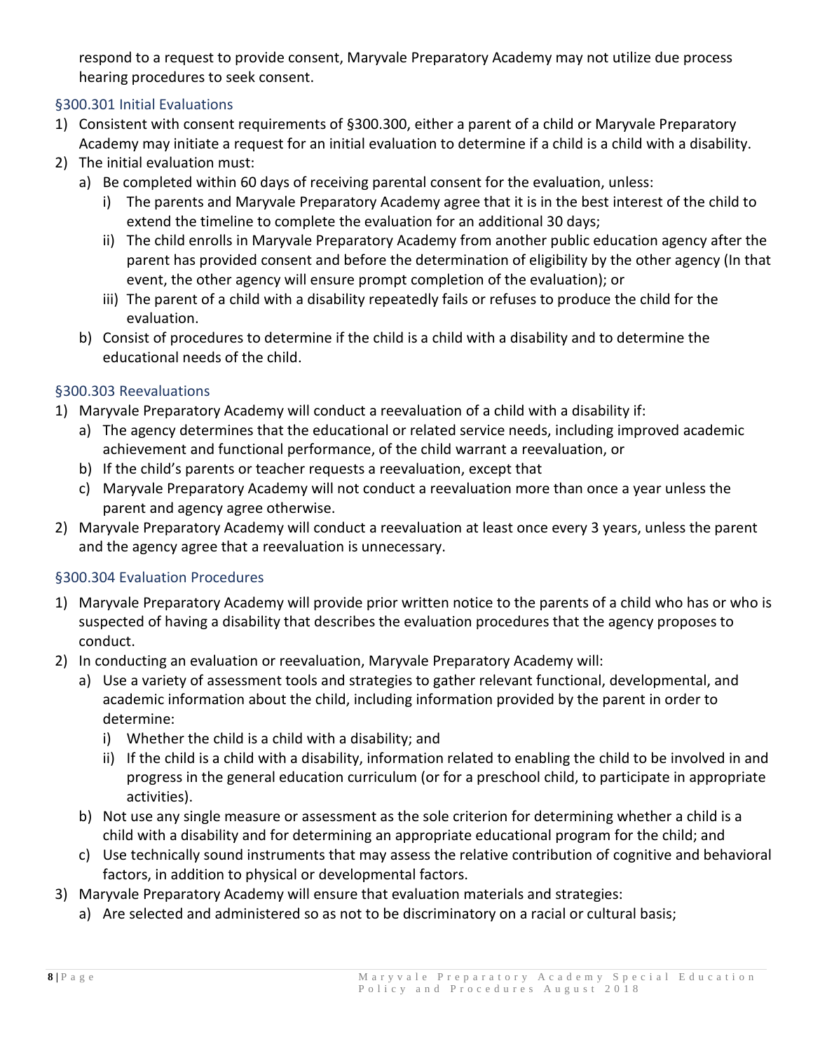respond to a request to provide consent, Maryvale Preparatory Academy may not utilize due process hearing procedures to seek consent.

### §300.301 Initial Evaluations

1) Consistent with consent requirements of §300.300, either a parent of a child or Maryvale Preparatory Academy may initiate a request for an initial evaluation to determine if a child is a child with a disability.
2) The initial evaluation must:
   a) Be completed within 60 days of receiving parental consent for the evaluation, unless:
      i) The parents and Maryvale Preparatory Academy agree that it is in the best interest of the child to extend the timeline to complete the evaluation for an additional 30 days;
      ii) The child enrolls in Maryvale Preparatory Academy from another public education agency after the parent has provided consent and before the determination of eligibility by the other agency (In that event, the other agency will ensure prompt completion of the evaluation); or
      iii) The parent of a child with a disability repeatedly fails or refuses to produce the child for the evaluation.
   b) Consist of procedures to determine if the child is a child with a disability and to determine the educational needs of the child.

### §300.303 Reevaluations

1) Maryvale Preparatory Academy will conduct a reevaluation of a child with a disability if:
   a) The agency determines that the educational or related service needs, including improved academic achievement and functional performance, of the child warrant a reevaluation, or
   b) If the child's parents or teacher requests a reevaluation, except that
   c) Maryvale Preparatory Academy will not conduct a reevaluation more than once a year unless the parent and agency agree otherwise.
2) Maryvale Preparatory Academy will conduct a reevaluation at least once every 3 years, unless the parent and the agency agree that a reevaluation is unnecessary.

### §300.304 Evaluation Procedures

1) Maryvale Preparatory Academy will provide prior written notice to the parents of a child who has or who is suspected of having a disability that describes the evaluation procedures that the agency proposes to conduct.
2) In conducting an evaluation or reevaluation, Maryvale Preparatory Academy will:
   a) Use a variety of assessment tools and strategies to gather relevant functional, developmental, and academic information about the child, including information provided by the parent in order to determine:
      i) Whether the child is a child with a disability; and
      ii) If the child is a child with a disability, information related to enabling the child to be involved in and progress in the general education curriculum (or for a preschool child, to participate in appropriate activities).
   b) Not use any single measure or assessment as the sole criterion for determining whether a child is a child with a disability and for determining an appropriate educational program for the child; and
   c) Use technically sound instruments that may assess the relative contribution of cognitive and behavioral factors, in addition to physical or developmental factors.
3) Maryvale Preparatory Academy will ensure that evaluation materials and strategies:
   a) Are selected and administered so as not to be discriminatory on a racial or cultural basis;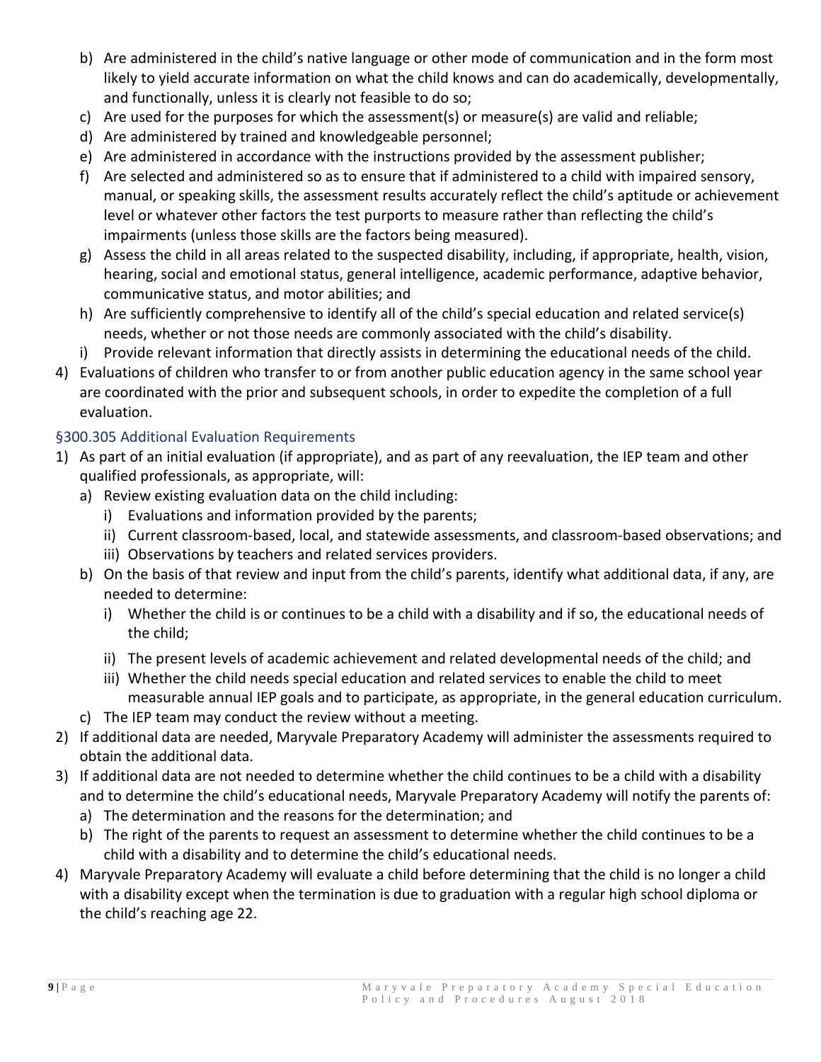b) Are administered in the child's native language or other mode of communication and in the form most likely to yield accurate information on what the child knows and can do academically, developmentally, and functionally, unless it is clearly not feasible to do so;
   c) Are used for the purposes for which the assessment(s) or measure(s) are valid and reliable;
   d) Are administered by trained and knowledgeable personnel;
   e) Are administered in accordance with the instructions provided by the assessment publisher;
   f) Are selected and administered so as to ensure that if administered to a child with impaired sensory, manual, or speaking skills, the assessment results accurately reflect the child's aptitude or achievement level or whatever other factors the test purports to measure rather than reflecting the child's impairments (unless those skills are the factors being measured).
   g) Assess the child in all areas related to the suspected disability, including, if appropriate, health, vision, hearing, social and emotional status, general intelligence, academic performance, adaptive behavior, communicative status, and motor abilities; and
   h) Are sufficiently comprehensive to identify all of the child's special education and related service(s) needs, whether or not those needs are commonly associated with the child's disability.
   i) Provide relevant information that directly assists in determining the educational needs of the child.
4) Evaluations of children who transfer to or from another public education agency in the same school year are coordinated with the prior and subsequent schools, in order to expedite the completion of a full evaluation.

### §300.305 Additional Evaluation Requirements

1) As part of an initial evaluation (if appropriate), and as part of any reevaluation, the IEP team and other qualified professionals, as appropriate, will:
   a) Review existing evaluation data on the child including:
      i) Evaluations and information provided by the parents;
      ii) Current classroom-based, local, and statewide assessments, and classroom-based observations; and
      iii) Observations by teachers and related services providers.
   b) On the basis of that review and input from the child's parents, identify what additional data, if any, are needed to determine:
      i) Whether the child is or continues to be a child with a disability and if so, the educational needs of the child;
      ii) The present levels of academic achievement and related developmental needs of the child; and
      iii) Whether the child needs special education and related services to enable the child to meet measurable annual IEP goals and to participate, as appropriate, in the general education curriculum.
   c) The IEP team may conduct the review without a meeting.
2) If additional data are needed, Maryvale Preparatory Academy will administer the assessments required to obtain the additional data.
3) If additional data are not needed to determine whether the child continues to be a child with a disability and to determine the child's educational needs, Maryvale Preparatory Academy will notify the parents of:
   a) The determination and the reasons for the determination; and
   b) The right of the parents to request an assessment to determine whether the child continues to be a child with a disability and to determine the child's educational needs.
4) Maryvale Preparatory Academy will evaluate a child before determining that the child is no longer a child with a disability except when the termination is due to graduation with a regular high school diploma or the child's reaching age 22.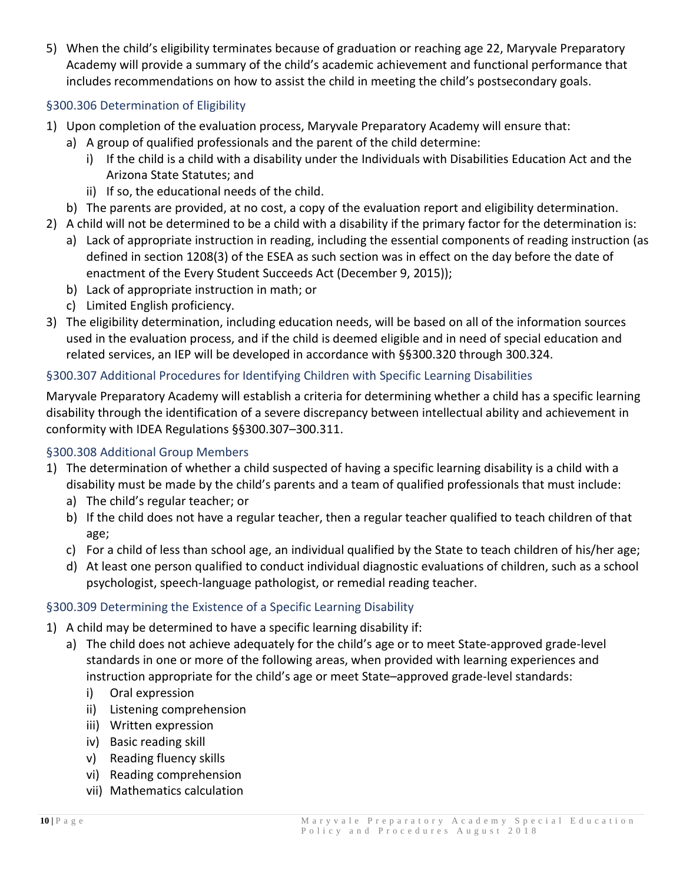5) When the child's eligibility terminates because of graduation or reaching age 22, Maryvale Preparatory Academy will provide a summary of the child's academic achievement and functional performance that includes recommendations on how to assist the child in meeting the child's postsecondary goals.

### §300.306 Determination of Eligibility

1) Upon completion of the evaluation process, Maryvale Preparatory Academy will ensure that:
   a) A group of qualified professionals and the parent of the child determine:
      i) If the child is a child with a disability under the Individuals with Disabilities Education Act and the Arizona State Statutes; and
      ii) If so, the educational needs of the child.
   b) The parents are provided, at no cost, a copy of the evaluation report and eligibility determination.
2) A child will not be determined to be a child with a disability if the primary factor for the determination is:
   a) Lack of appropriate instruction in reading, including the essential components of reading instruction (as defined in section 1208(3) of the ESEA as such section was in effect on the day before the date of enactment of the Every Student Succeeds Act (December 9, 2015));
   b) Lack of appropriate instruction in math; or
   c) Limited English proficiency.
3) The eligibility determination, including education needs, will be based on all of the information sources used in the evaluation process, and if the child is deemed eligible and in need of special education and related services, an IEP will be developed in accordance with §§300.320 through 300.324.

### §300.307 Additional Procedures for Identifying Children with Specific Learning Disabilities

Maryvale Preparatory Academy will establish a criteria for determining whether a child has a specific learning disability through the identification of a severe discrepancy between intellectual ability and achievement in conformity with IDEA Regulations §§300.307–300.311.

### §300.308 Additional Group Members

1) The determination of whether a child suspected of having a specific learning disability is a child with a disability must be made by the child's parents and a team of qualified professionals that must include:
   a) The child's regular teacher; or
   b) If the child does not have a regular teacher, then a regular teacher qualified to teach children of that age;
   c) For a child of less than school age, an individual qualified by the State to teach children of his/her age;
   d) At least one person qualified to conduct individual diagnostic evaluations of children, such as a school psychologist, speech-language pathologist, or remedial reading teacher.

### §300.309 Determining the Existence of a Specific Learning Disability

1) A child may be determined to have a specific learning disability if:
   a) The child does not achieve adequately for the child's age or to meet State-approved grade-level standards in one or more of the following areas, when provided with learning experiences and instruction appropriate for the child's age or meet State–approved grade-level standards:
      i) Oral expression
      ii) Listening comprehension
      iii) Written expression
      iv) Basic reading skill
      v) Reading fluency skills
      vi) Reading comprehension
      vii) Mathematics calculation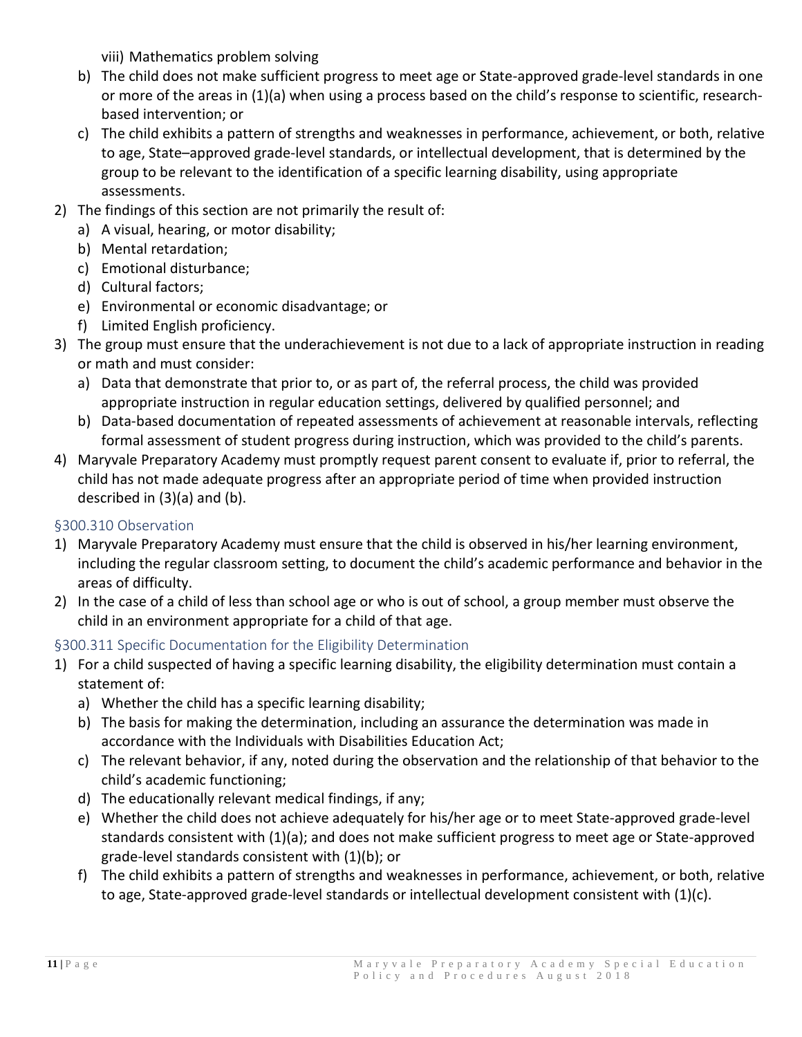viii) Mathematics problem solving

b) The child does not make sufficient progress to meet age or State-approved grade-level standards in one or more of the areas in (1)(a) when using a process based on the child's response to scientific, research-based intervention; or

c) The child exhibits a pattern of strengths and weaknesses in performance, achievement, or both, relative to age, State–approved grade-level standards, or intellectual development, that is determined by the group to be relevant to the identification of a specific learning disability, using appropriate assessments.

2) The findings of this section are not primarily the result of:
   a) A visual, hearing, or motor disability;
   b) Mental retardation;
   c) Emotional disturbance;
   d) Cultural factors;
   e) Environmental or economic disadvantage; or
   f) Limited English proficiency.
3) The group must ensure that the underachievement is not due to a lack of appropriate instruction in reading or math and must consider:
   a) Data that demonstrate that prior to, or as part of, the referral process, the child was provided appropriate instruction in regular education settings, delivered by qualified personnel; and
   b) Data-based documentation of repeated assessments of achievement at reasonable intervals, reflecting formal assessment of student progress during instruction, which was provided to the child's parents.
4) Maryvale Preparatory Academy must promptly request parent consent to evaluate if, prior to referral, the child has not made adequate progress after an appropriate period of time when provided instruction described in (3)(a) and (b).

### §300.310 Observation

1) Maryvale Preparatory Academy must ensure that the child is observed in his/her learning environment, including the regular classroom setting, to document the child's academic performance and behavior in the areas of difficulty.
2) In the case of a child of less than school age or who is out of school, a group member must observe the child in an environment appropriate for a child of that age.

### §300.311 Specific Documentation for the Eligibility Determination

1) For a child suspected of having a specific learning disability, the eligibility determination must contain a statement of:
   a) Whether the child has a specific learning disability;
   b) The basis for making the determination, including an assurance the determination was made in accordance with the Individuals with Disabilities Education Act;
   c) The relevant behavior, if any, noted during the observation and the relationship of that behavior to the child's academic functioning;
   d) The educationally relevant medical findings, if any;
   e) Whether the child does not achieve adequately for his/her age or to meet State-approved grade-level standards consistent with (1)(a); and does not make sufficient progress to meet age or State-approved grade-level standards consistent with (1)(b); or
   f) The child exhibits a pattern of strengths and weaknesses in performance, achievement, or both, relative to age, State-approved grade-level standards or intellectual development consistent with (1)(c).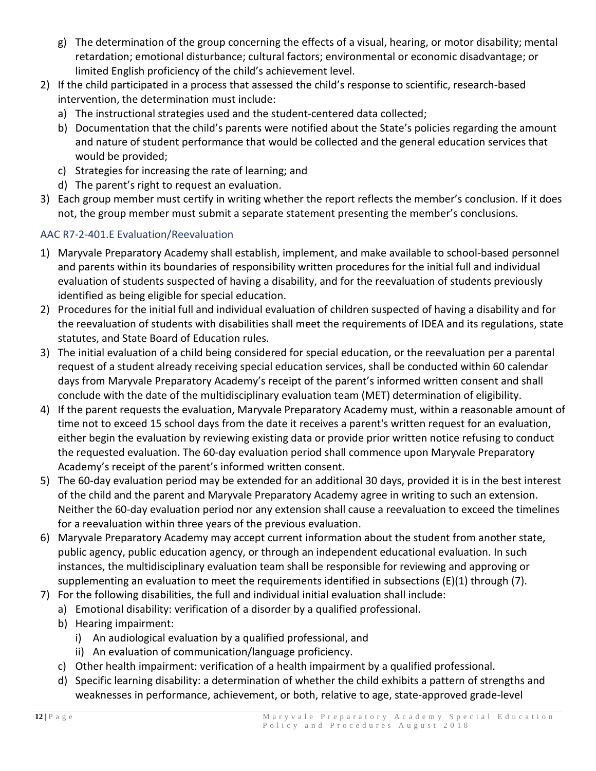g) The determination of the group concerning the effects of a visual, hearing, or motor disability; mental retardation; emotional disturbance; cultural factors; environmental or economic disadvantage; or limited English proficiency of the child's achievement level.

2) If the child participated in a process that assessed the child's response to scientific, research-based intervention, the determination must include:
   a) The instructional strategies used and the student-centered data collected;
   b) Documentation that the child's parents were notified about the State's policies regarding the amount and nature of student performance that would be collected and the general education services that would be provided;
   c) Strategies for increasing the rate of learning; and
   d) The parent's right to request an evaluation.
3) Each group member must certify in writing whether the report reflects the member's conclusion. If it does not, the group member must submit a separate statement presenting the member's conclusions.

### AAC R7-2-401.E Evaluation/Reevaluation

1) Maryvale Preparatory Academy shall establish, implement, and make available to school-based personnel and parents within its boundaries of responsibility written procedures for the initial full and individual evaluation of students suspected of having a disability, and for the reevaluation of students previously identified as being eligible for special education.
2) Procedures for the initial full and individual evaluation of children suspected of having a disability and for the reevaluation of students with disabilities shall meet the requirements of IDEA and its regulations, state statutes, and State Board of Education rules.
3) The initial evaluation of a child being considered for special education, or the reevaluation per a parental request of a student already receiving special education services, shall be conducted within 60 calendar days from Maryvale Preparatory Academy's receipt of the parent's informed written consent and shall conclude with the date of the multidisciplinary evaluation team (MET) determination of eligibility.
4) If the parent requests the evaluation, Maryvale Preparatory Academy must, within a reasonable amount of time not to exceed 15 school days from the date it receives a parent's written request for an evaluation, either begin the evaluation by reviewing existing data or provide prior written notice refusing to conduct the requested evaluation. The 60-day evaluation period shall commence upon Maryvale Preparatory Academy's receipt of the parent's informed written consent.
5) The 60-day evaluation period may be extended for an additional 30 days, provided it is in the best interest of the child and the parent and Maryvale Preparatory Academy agree in writing to such an extension. Neither the 60-day evaluation period nor any extension shall cause a reevaluation to exceed the timelines for a reevaluation within three years of the previous evaluation.
6) Maryvale Preparatory Academy may accept current information about the student from another state, public agency, public education agency, or through an independent educational evaluation. In such instances, the multidisciplinary evaluation team shall be responsible for reviewing and approving or supplementing an evaluation to meet the requirements identified in subsections (E)(1) through (7).
7) For the following disabilities, the full and individual initial evaluation shall include:
   a) Emotional disability: verification of a disorder by a qualified professional.
   b) Hearing impairment:
      i) An audiological evaluation by a qualified professional, and
      ii) An evaluation of communication/language proficiency.
   c) Other health impairment: verification of a health impairment by a qualified professional.
   d) Specific learning disability: a determination of whether the child exhibits a pattern of strengths and weaknesses in performance, achievement, or both, relative to age, state-approved grade-level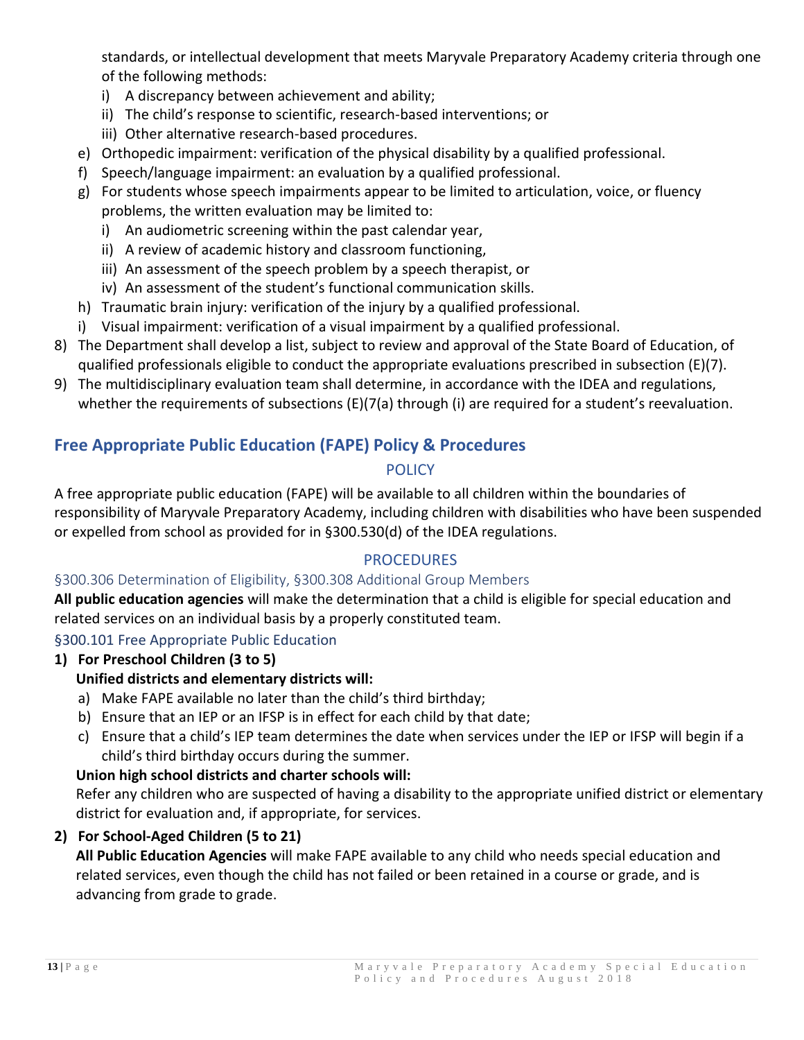standards, or intellectual development that meets Maryvale Preparatory Academy criteria through one of the following methods:
   - i) A discrepancy between achievement and ability;
   - ii) The child's response to scientific, research-based interventions; or
   - iii) Other alternative research-based procedures.
- e) Orthopedic impairment: verification of the physical disability by a qualified professional.
- f) Speech/language impairment: an evaluation by a qualified professional.
- g) For students whose speech impairments appear to be limited to articulation, voice, or fluency problems, the written evaluation may be limited to:
   - i) An audiometric screening within the past calendar year,
   - ii) A review of academic history and classroom functioning,
   - iii) An assessment of the speech problem by a speech therapist, or
   - iv) An assessment of the student's functional communication skills.
- h) Traumatic brain injury: verification of the injury by a qualified professional.
- i) Visual impairment: verification of a visual impairment by a qualified professional.

8) The Department shall develop a list, subject to review and approval of the State Board of Education, of qualified professionals eligible to conduct the appropriate evaluations prescribed in subsection (E)(7).
9) The multidisciplinary evaluation team shall determine, in accordance with the IDEA and regulations, whether the requirements of subsections (E)(7(a) through (i) are required for a student's reevaluation.

## Free Appropriate Public Education (FAPE) Policy & Procedures

### POLICY

A free appropriate public education (FAPE) will be available to all children within the boundaries of responsibility of Maryvale Preparatory Academy, including children with disabilities who have been suspended or expelled from school as provided for in §300.530(d) of the IDEA regulations.

### PROCEDURES

#### §300.306 Determination of Eligibility, §300.308 Additional Group Members

**All public education agencies** will make the determination that a child is eligible for special education and related services on an individual basis by a properly constituted team.

#### §300.101 Free Appropriate Public Education

**1) For Preschool Children (3 to 5)**

**Unified districts and elementary districts will:**

- a) Make FAPE available no later than the child's third birthday;
- b) Ensure that an IEP or an IFSP is in effect for each child by that date;
- c) Ensure that a child's IEP team determines the date when services under the IEP or IFSP will begin if a child's third birthday occurs during the summer.

**Union high school districts and charter schools will:**

Refer any children who are suspected of having a disability to the appropriate unified district or elementary district for evaluation and, if appropriate, for services.

**2) For School-Aged Children (5 to 21)**

**All Public Education Agencies** will make FAPE available to any child who needs special education and related services, even though the child has not failed or been retained in a course or grade, and is advancing from grade to grade.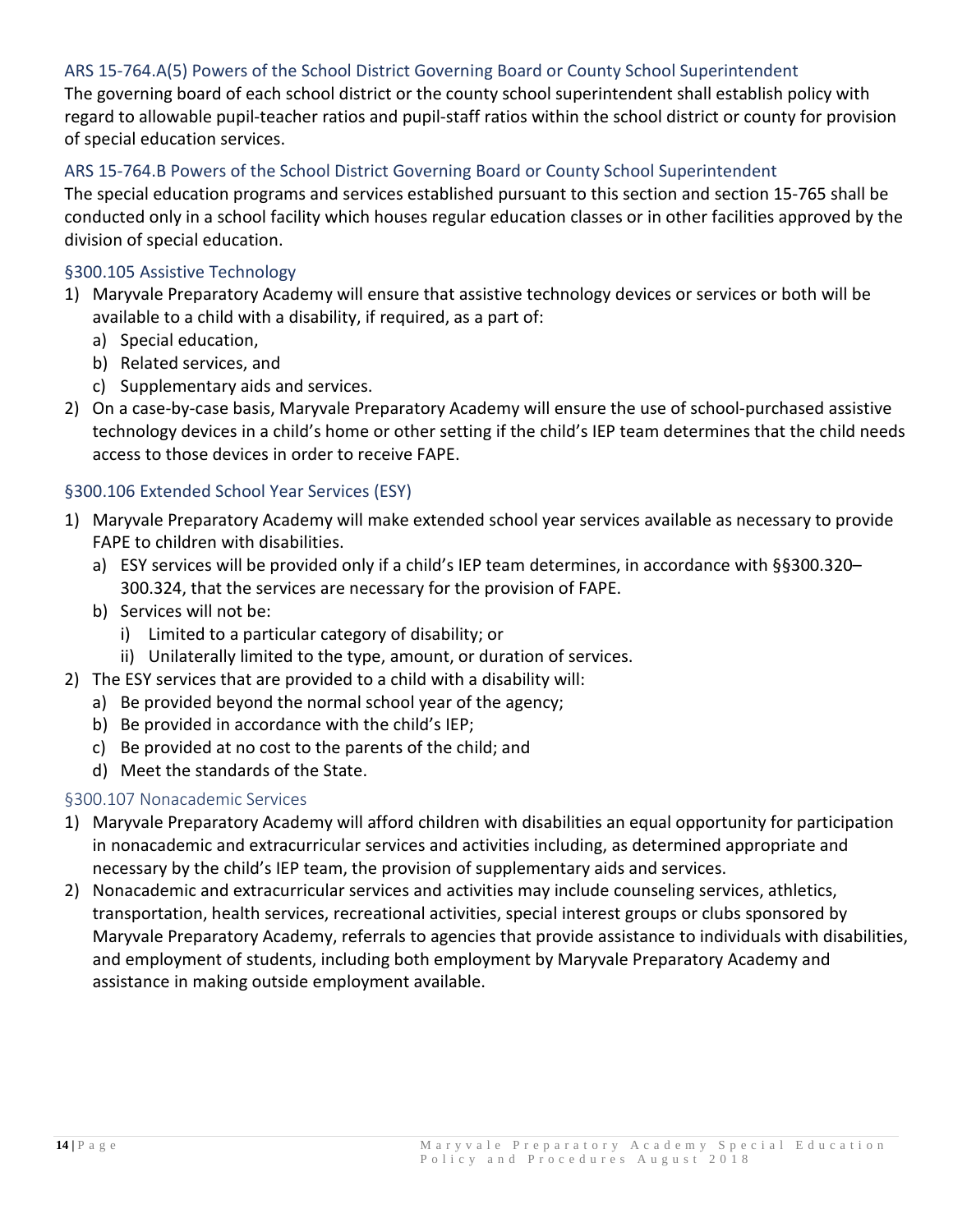### ARS 15-764.A(5) Powers of the School District Governing Board or County School Superintendent

The governing board of each school district or the county school superintendent shall establish policy with regard to allowable pupil-teacher ratios and pupil-staff ratios within the school district or county for provision of special education services.

### ARS 15-764.B Powers of the School District Governing Board or County School Superintendent

The special education programs and services established pursuant to this section and section 15-765 shall be conducted only in a school facility which houses regular education classes or in other facilities approved by the division of special education.

### §300.105 Assistive Technology

1) Maryvale Preparatory Academy will ensure that assistive technology devices or services or both will be available to a child with a disability, if required, as a part of:
   a) Special education,
   b) Related services, and
   c) Supplementary aids and services.
2) On a case-by-case basis, Maryvale Preparatory Academy will ensure the use of school-purchased assistive technology devices in a child's home or other setting if the child's IEP team determines that the child needs access to those devices in order to receive FAPE.

### §300.106 Extended School Year Services (ESY)

1) Maryvale Preparatory Academy will make extended school year services available as necessary to provide FAPE to children with disabilities.
   a) ESY services will be provided only if a child's IEP team determines, in accordance with §§300.320–300.324, that the services are necessary for the provision of FAPE.
   b) Services will not be:
      i) Limited to a particular category of disability; or
      ii) Unilaterally limited to the type, amount, or duration of services.
2) The ESY services that are provided to a child with a disability will:
   a) Be provided beyond the normal school year of the agency;
   b) Be provided in accordance with the child's IEP;
   c) Be provided at no cost to the parents of the child; and
   d) Meet the standards of the State.

### §300.107 Nonacademic Services

1) Maryvale Preparatory Academy will afford children with disabilities an equal opportunity for participation in nonacademic and extracurricular services and activities including, as determined appropriate and necessary by the child's IEP team, the provision of supplementary aids and services.
2) Nonacademic and extracurricular services and activities may include counseling services, athletics, transportation, health services, recreational activities, special interest groups or clubs sponsored by Maryvale Preparatory Academy, referrals to agencies that provide assistance to individuals with disabilities, and employment of students, including both employment by Maryvale Preparatory Academy and assistance in making outside employment available.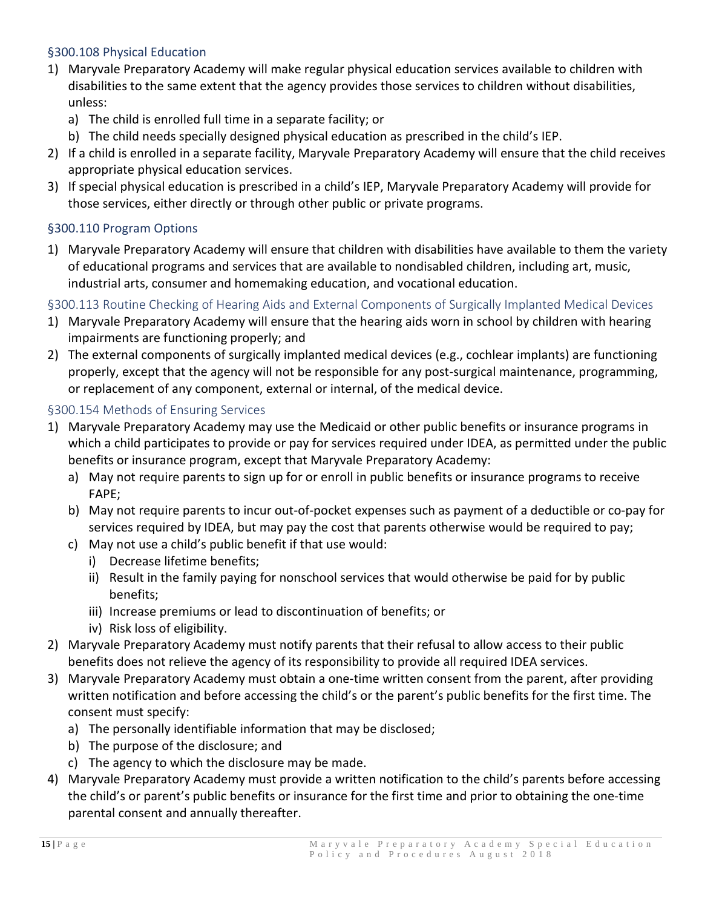### §300.108 Physical Education

1) Maryvale Preparatory Academy will make regular physical education services available to children with disabilities to the same extent that the agency provides those services to children without disabilities, unless:
   a) The child is enrolled full time in a separate facility; or
   b) The child needs specially designed physical education as prescribed in the child's IEP.
2) If a child is enrolled in a separate facility, Maryvale Preparatory Academy will ensure that the child receives appropriate physical education services.
3) If special physical education is prescribed in a child's IEP, Maryvale Preparatory Academy will provide for those services, either directly or through other public or private programs.

### §300.110 Program Options

1) Maryvale Preparatory Academy will ensure that children with disabilities have available to them the variety of educational programs and services that are available to nondisabled children, including art, music, industrial arts, consumer and homemaking education, and vocational education.

### §300.113 Routine Checking of Hearing Aids and External Components of Surgically Implanted Medical Devices

1) Maryvale Preparatory Academy will ensure that the hearing aids worn in school by children with hearing impairments are functioning properly; and
2) The external components of surgically implanted medical devices (e.g., cochlear implants) are functioning properly, except that the agency will not be responsible for any post-surgical maintenance, programming, or replacement of any component, external or internal, of the medical device.

### §300.154 Methods of Ensuring Services

1) Maryvale Preparatory Academy may use the Medicaid or other public benefits or insurance programs in which a child participates to provide or pay for services required under IDEA, as permitted under the public benefits or insurance program, except that Maryvale Preparatory Academy:
   a) May not require parents to sign up for or enroll in public benefits or insurance programs to receive FAPE;
   b) May not require parents to incur out-of-pocket expenses such as payment of a deductible or co-pay for services required by IDEA, but may pay the cost that parents otherwise would be required to pay;
   c) May not use a child's public benefit if that use would:
      i) Decrease lifetime benefits;
      ii) Result in the family paying for nonschool services that would otherwise be paid for by public benefits;
      iii) Increase premiums or lead to discontinuation of benefits; or
      iv) Risk loss of eligibility.
2) Maryvale Preparatory Academy must notify parents that their refusal to allow access to their public benefits does not relieve the agency of its responsibility to provide all required IDEA services.
3) Maryvale Preparatory Academy must obtain a one-time written consent from the parent, after providing written notification and before accessing the child's or the parent's public benefits for the first time. The consent must specify:
   a) The personally identifiable information that may be disclosed;
   b) The purpose of the disclosure; and
   c) The agency to which the disclosure may be made.
4) Maryvale Preparatory Academy must provide a written notification to the child's parents before accessing the child's or parent's public benefits or insurance for the first time and prior to obtaining the one-time parental consent and annually thereafter.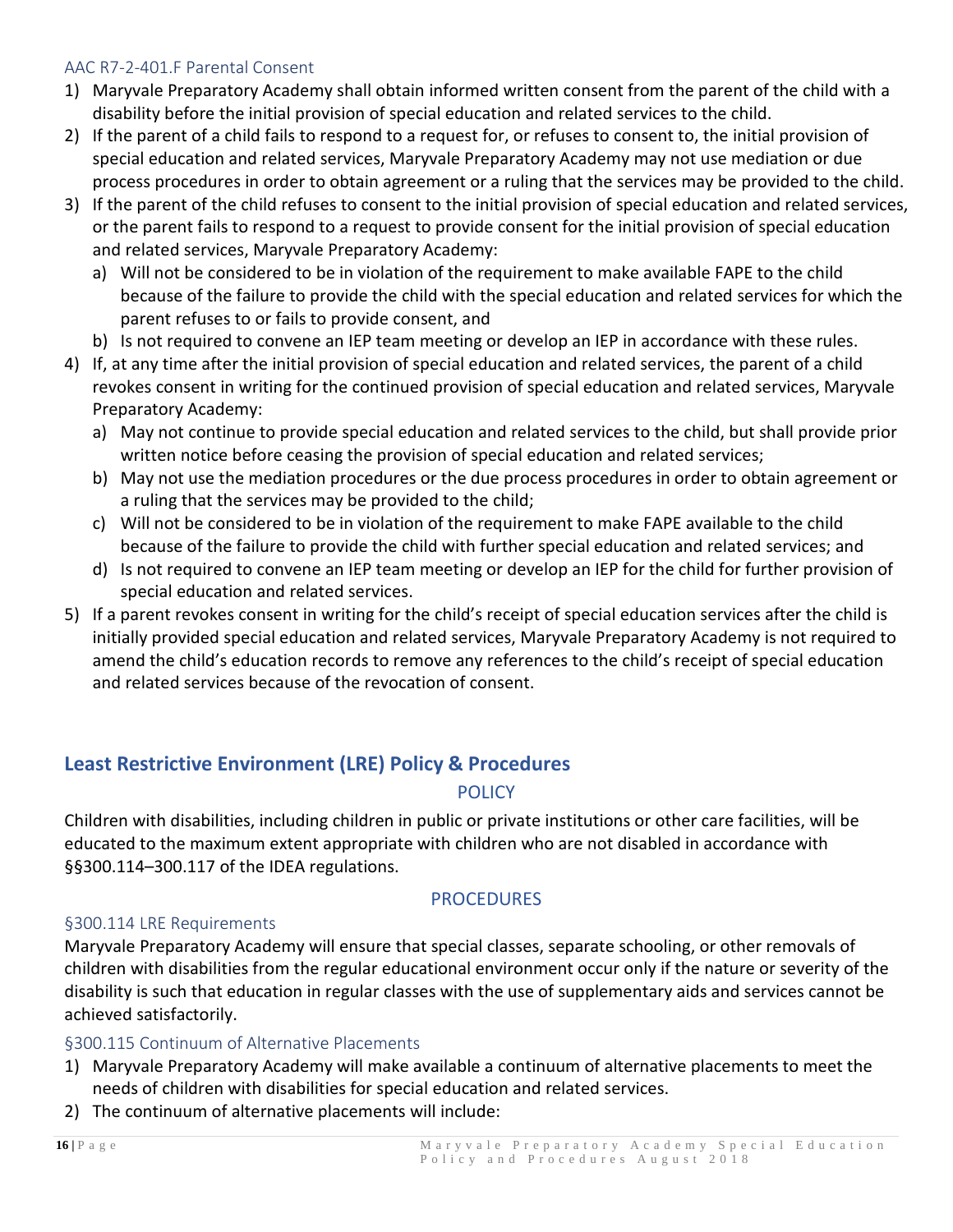### AAC R7-2-401.F Parental Consent

1) Maryvale Preparatory Academy shall obtain informed written consent from the parent of the child with a disability before the initial provision of special education and related services to the child.
2) If the parent of a child fails to respond to a request for, or refuses to consent to, the initial provision of special education and related services, Maryvale Preparatory Academy may not use mediation or due process procedures in order to obtain agreement or a ruling that the services may be provided to the child.
3) If the parent of the child refuses to consent to the initial provision of special education and related services, or the parent fails to respond to a request to provide consent for the initial provision of special education and related services, Maryvale Preparatory Academy:
   a) Will not be considered to be in violation of the requirement to make available FAPE to the child because of the failure to provide the child with the special education and related services for which the parent refuses to or fails to provide consent, and
   b) Is not required to convene an IEP team meeting or develop an IEP in accordance with these rules.
4) If, at any time after the initial provision of special education and related services, the parent of a child revokes consent in writing for the continued provision of special education and related services, Maryvale Preparatory Academy:
   a) May not continue to provide special education and related services to the child, but shall provide prior written notice before ceasing the provision of special education and related services;
   b) May not use the mediation procedures or the due process procedures in order to obtain agreement or a ruling that the services may be provided to the child;
   c) Will not be considered to be in violation of the requirement to make FAPE available to the child because of the failure to provide the child with further special education and related services; and
   d) Is not required to convene an IEP team meeting or develop an IEP for the child for further provision of special education and related services.
5) If a parent revokes consent in writing for the child's receipt of special education services after the child is initially provided special education and related services, Maryvale Preparatory Academy is not required to amend the child's education records to remove any references to the child's receipt of special education and related services because of the revocation of consent.

## Least Restrictive Environment (LRE) Policy & Procedures

### POLICY

Children with disabilities, including children in public or private institutions or other care facilities, will be educated to the maximum extent appropriate with children who are not disabled in accordance with §§300.114–300.117 of the IDEA regulations.

### PROCEDURES

#### §300.114 LRE Requirements

Maryvale Preparatory Academy will ensure that special classes, separate schooling, or other removals of children with disabilities from the regular educational environment occur only if the nature or severity of the disability is such that education in regular classes with the use of supplementary aids and services cannot be achieved satisfactorily.

#### §300.115 Continuum of Alternative Placements

1) Maryvale Preparatory Academy will make available a continuum of alternative placements to meet the needs of children with disabilities for special education and related services.
2) The continuum of alternative placements will include: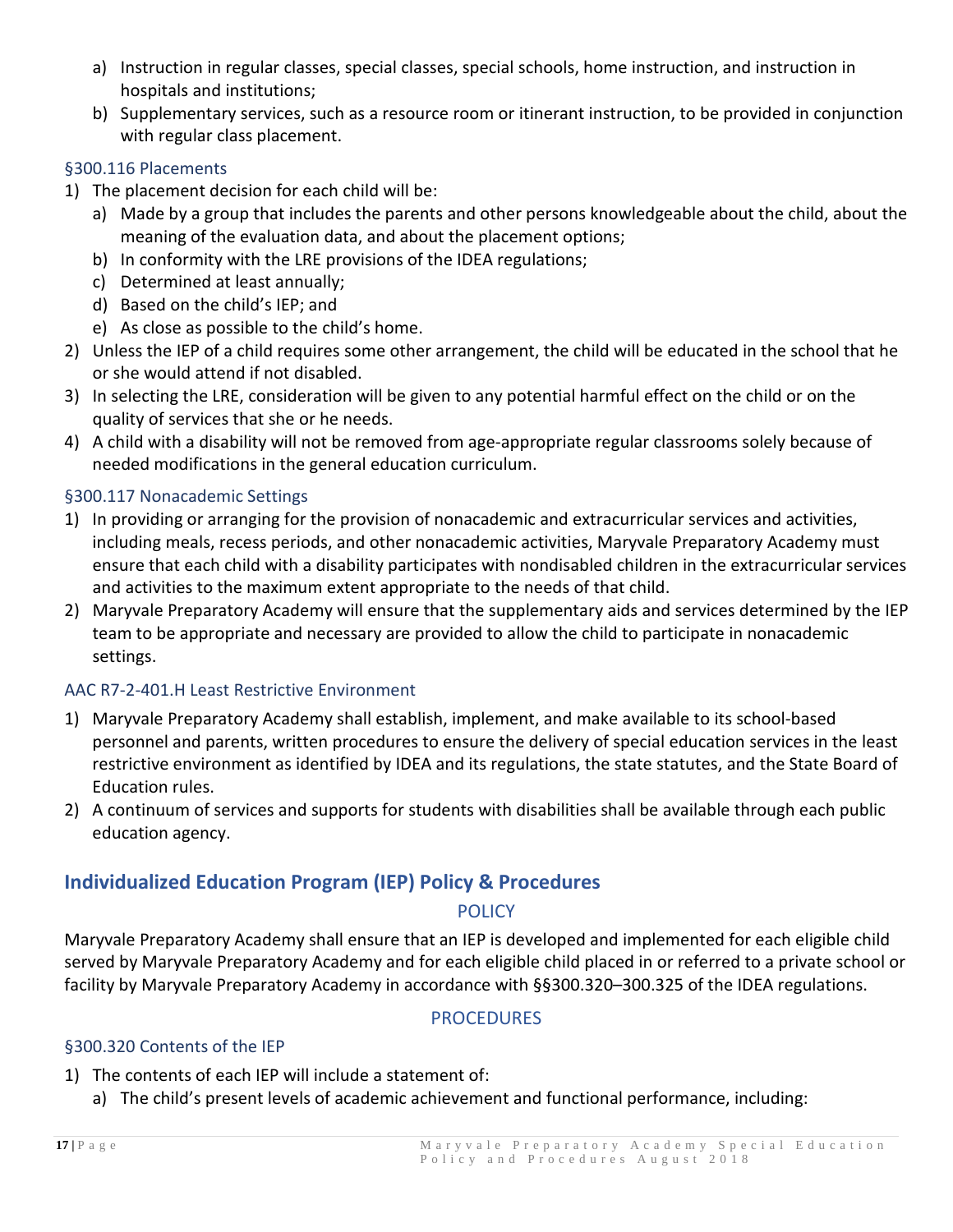a) Instruction in regular classes, special classes, special schools, home instruction, and instruction in hospitals and institutions;
b) Supplementary services, such as a resource room or itinerant instruction, to be provided in conjunction with regular class placement.

### §300.116 Placements

1) The placement decision for each child will be:
   a) Made by a group that includes the parents and other persons knowledgeable about the child, about the meaning of the evaluation data, and about the placement options;
   b) In conformity with the LRE provisions of the IDEA regulations;
   c) Determined at least annually;
   d) Based on the child's IEP; and
   e) As close as possible to the child's home.
2) Unless the IEP of a child requires some other arrangement, the child will be educated in the school that he or she would attend if not disabled.
3) In selecting the LRE, consideration will be given to any potential harmful effect on the child or on the quality of services that she or he needs.
4) A child with a disability will not be removed from age-appropriate regular classrooms solely because of needed modifications in the general education curriculum.

### §300.117 Nonacademic Settings

1) In providing or arranging for the provision of nonacademic and extracurricular services and activities, including meals, recess periods, and other nonacademic activities, Maryvale Preparatory Academy must ensure that each child with a disability participates with nondisabled children in the extracurricular services and activities to the maximum extent appropriate to the needs of that child.
2) Maryvale Preparatory Academy will ensure that the supplementary aids and services determined by the IEP team to be appropriate and necessary are provided to allow the child to participate in nonacademic settings.

### AAC R7-2-401.H Least Restrictive Environment

1) Maryvale Preparatory Academy shall establish, implement, and make available to its school-based personnel and parents, written procedures to ensure the delivery of special education services in the least restrictive environment as identified by IDEA and its regulations, the state statutes, and the State Board of Education rules.
2) A continuum of services and supports for students with disabilities shall be available through each public education agency.

## Individualized Education Program (IEP) Policy & Procedures

POLICY

Maryvale Preparatory Academy shall ensure that an IEP is developed and implemented for each eligible child served by Maryvale Preparatory Academy and for each eligible child placed in or referred to a private school or facility by Maryvale Preparatory Academy in accordance with §§300.320–300.325 of the IDEA regulations.

PROCEDURES

### §300.320 Contents of the IEP

1) The contents of each IEP will include a statement of:
   a) The child's present levels of academic achievement and functional performance, including: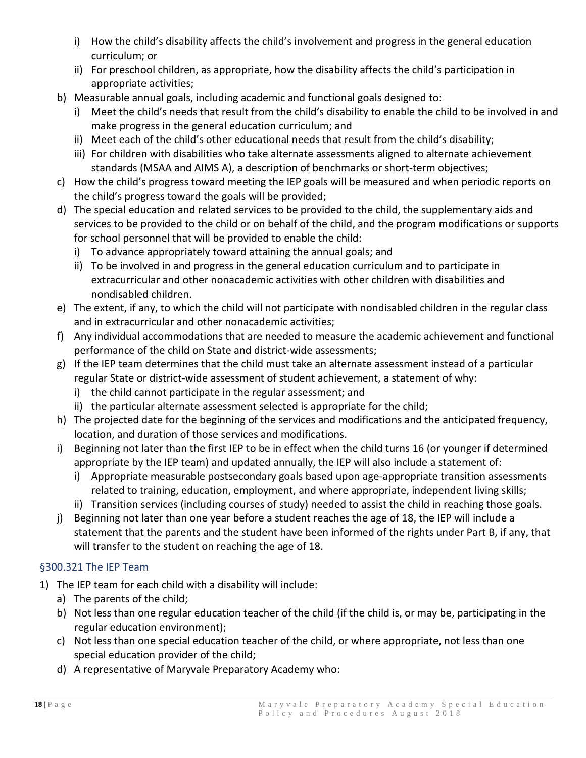i) How the child's disability affects the child's involvement and progress in the general education curriculum; or
   ii) For preschool children, as appropriate, how the disability affects the child's participation in appropriate activities;
- b) Measurable annual goals, including academic and functional goals designed to:
   - i) Meet the child's needs that result from the child's disability to enable the child to be involved in and make progress in the general education curriculum; and
   - ii) Meet each of the child's other educational needs that result from the child's disability;
   - iii) For children with disabilities who take alternate assessments aligned to alternate achievement standards (MSAA and AIMS A), a description of benchmarks or short-term objectives;
- c) How the child's progress toward meeting the IEP goals will be measured and when periodic reports on the child's progress toward the goals will be provided;
- d) The special education and related services to be provided to the child, the supplementary aids and services to be provided to the child or on behalf of the child, and the program modifications or supports for school personnel that will be provided to enable the child:
   - i) To advance appropriately toward attaining the annual goals; and
   - ii) To be involved in and progress in the general education curriculum and to participate in extracurricular and other nonacademic activities with other children with disabilities and nondisabled children.
- e) The extent, if any, to which the child will not participate with nondisabled children in the regular class and in extracurricular and other nonacademic activities;
- f) Any individual accommodations that are needed to measure the academic achievement and functional performance of the child on State and district-wide assessments;
- g) If the IEP team determines that the child must take an alternate assessment instead of a particular regular State or district-wide assessment of student achievement, a statement of why:
   - i) the child cannot participate in the regular assessment; and
   - ii) the particular alternate assessment selected is appropriate for the child;
- h) The projected date for the beginning of the services and modifications and the anticipated frequency, location, and duration of those services and modifications.
- i) Beginning not later than the first IEP to be in effect when the child turns 16 (or younger if determined appropriate by the IEP team) and updated annually, the IEP will also include a statement of:
   - i) Appropriate measurable postsecondary goals based upon age-appropriate transition assessments related to training, education, employment, and where appropriate, independent living skills;
   - ii) Transition services (including courses of study) needed to assist the child in reaching those goals.
- j) Beginning not later than one year before a student reaches the age of 18, the IEP will include a statement that the parents and the student have been informed of the rights under Part B, if any, that will transfer to the student on reaching the age of 18.

### §300.321 The IEP Team

1) The IEP team for each child with a disability will include:
   - a) The parents of the child;
   - b) Not less than one regular education teacher of the child (if the child is, or may be, participating in the regular education environment);
   - c) Not less than one special education teacher of the child, or where appropriate, not less than one special education provider of the child;
   - d) A representative of Maryvale Preparatory Academy who: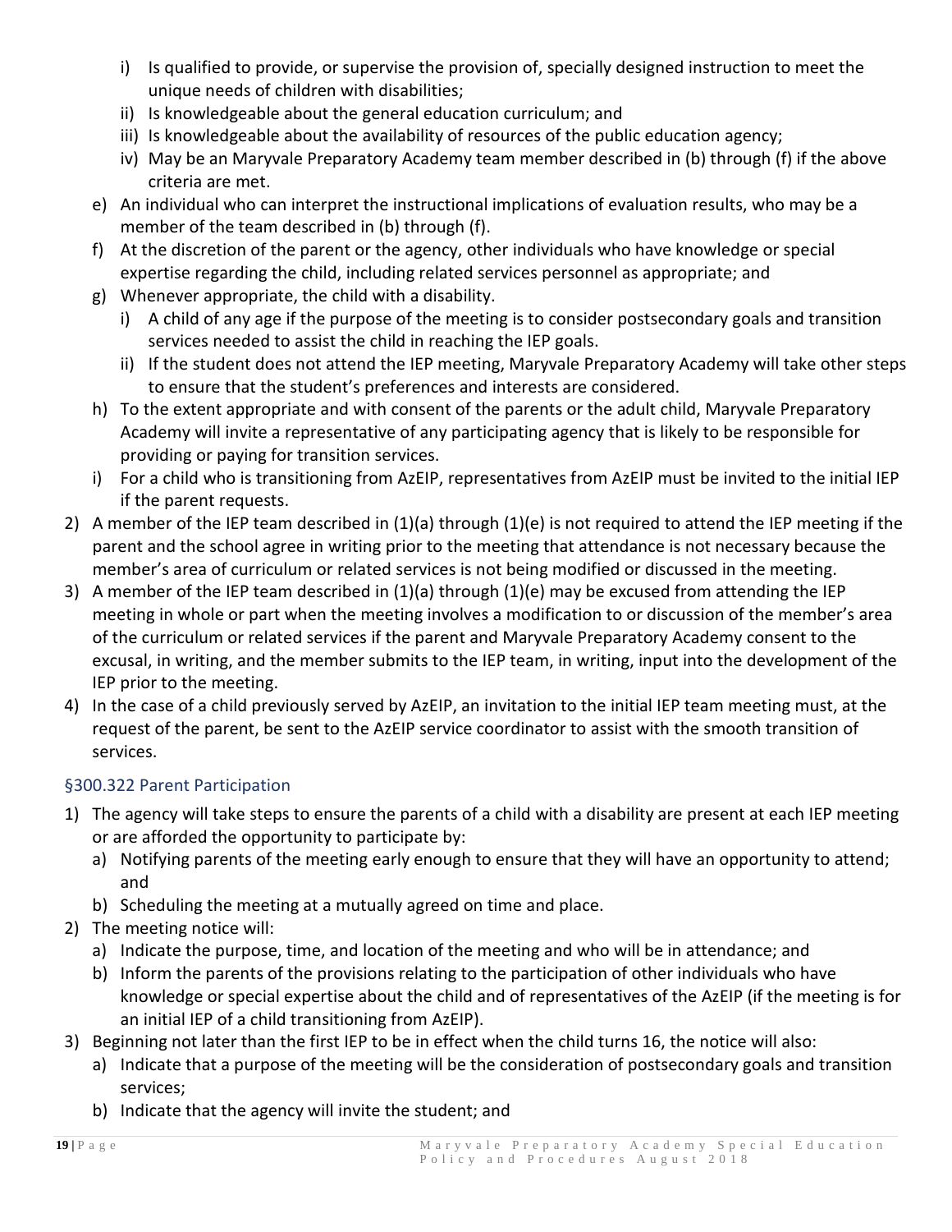i) Is qualified to provide, or supervise the provision of, specially designed instruction to meet the unique needs of children with disabilities;
   ii) Is knowledgeable about the general education curriculum; and
   iii) Is knowledgeable about the availability of resources of the public education agency;
   iv) May be an Maryvale Preparatory Academy team member described in (b) through (f) if the above criteria are met.

e) An individual who can interpret the instructional implications of evaluation results, who may be a member of the team described in (b) through (f).
f) At the discretion of the parent or the agency, other individuals who have knowledge or special expertise regarding the child, including related services personnel as appropriate; and
g) Whenever appropriate, the child with a disability.
   i) A child of any age if the purpose of the meeting is to consider postsecondary goals and transition services needed to assist the child in reaching the IEP goals.
   ii) If the student does not attend the IEP meeting, Maryvale Preparatory Academy will take other steps to ensure that the student's preferences and interests are considered.
h) To the extent appropriate and with consent of the parents or the adult child, Maryvale Preparatory Academy will invite a representative of any participating agency that is likely to be responsible for providing or paying for transition services.
i) For a child who is transitioning from AzEIP, representatives from AzEIP must be invited to the initial IEP if the parent requests.

2) A member of the IEP team described in (1)(a) through (1)(e) is not required to attend the IEP meeting if the parent and the school agree in writing prior to the meeting that attendance is not necessary because the member's area of curriculum or related services is not being modified or discussed in the meeting.
3) A member of the IEP team described in (1)(a) through (1)(e) may be excused from attending the IEP meeting in whole or part when the meeting involves a modification to or discussion of the member's area of the curriculum or related services if the parent and Maryvale Preparatory Academy consent to the excusal, in writing, and the member submits to the IEP team, in writing, input into the development of the IEP prior to the meeting.
4) In the case of a child previously served by AzEIP, an invitation to the initial IEP team meeting must, at the request of the parent, be sent to the AzEIP service coordinator to assist with the smooth transition of services.

### §300.322 Parent Participation

1) The agency will take steps to ensure the parents of a child with a disability are present at each IEP meeting or are afforded the opportunity to participate by:
   a) Notifying parents of the meeting early enough to ensure that they will have an opportunity to attend; and
   b) Scheduling the meeting at a mutually agreed on time and place.
2) The meeting notice will:
   a) Indicate the purpose, time, and location of the meeting and who will be in attendance; and
   b) Inform the parents of the provisions relating to the participation of other individuals who have knowledge or special expertise about the child and of representatives of the AzEIP (if the meeting is for an initial IEP of a child transitioning from AzEIP).
3) Beginning not later than the first IEP to be in effect when the child turns 16, the notice will also:
   a) Indicate that a purpose of the meeting will be the consideration of postsecondary goals and transition services;
   b) Indicate that the agency will invite the student; and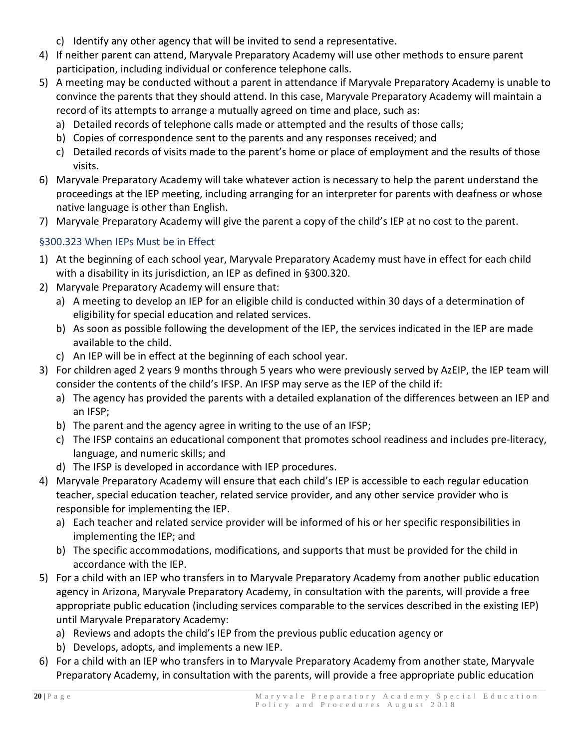c) Identify any other agency that will be invited to send a representative.

4) If neither parent can attend, Maryvale Preparatory Academy will use other methods to ensure parent participation, including individual or conference telephone calls.
5) A meeting may be conducted without a parent in attendance if Maryvale Preparatory Academy is unable to convince the parents that they should attend. In this case, Maryvale Preparatory Academy will maintain a record of its attempts to arrange a mutually agreed on time and place, such as:
   a) Detailed records of telephone calls made or attempted and the results of those calls;
   b) Copies of correspondence sent to the parents and any responses received; and
   c) Detailed records of visits made to the parent's home or place of employment and the results of those visits.
6) Maryvale Preparatory Academy will take whatever action is necessary to help the parent understand the proceedings at the IEP meeting, including arranging for an interpreter for parents with deafness or whose native language is other than English.
7) Maryvale Preparatory Academy will give the parent a copy of the child's IEP at no cost to the parent.

### §300.323 When IEPs Must be in Effect

1) At the beginning of each school year, Maryvale Preparatory Academy must have in effect for each child with a disability in its jurisdiction, an IEP as defined in §300.320.
2) Maryvale Preparatory Academy will ensure that:
   a) A meeting to develop an IEP for an eligible child is conducted within 30 days of a determination of eligibility for special education and related services.
   b) As soon as possible following the development of the IEP, the services indicated in the IEP are made available to the child.
   c) An IEP will be in effect at the beginning of each school year.
3) For children aged 2 years 9 months through 5 years who were previously served by AzEIP, the IEP team will consider the contents of the child's IFSP. An IFSP may serve as the IEP of the child if:
   a) The agency has provided the parents with a detailed explanation of the differences between an IEP and an IFSP;
   b) The parent and the agency agree in writing to the use of an IFSP;
   c) The IFSP contains an educational component that promotes school readiness and includes pre-literacy, language, and numeric skills; and
   d) The IFSP is developed in accordance with IEP procedures.
4) Maryvale Preparatory Academy will ensure that each child's IEP is accessible to each regular education teacher, special education teacher, related service provider, and any other service provider who is responsible for implementing the IEP.
   a) Each teacher and related service provider will be informed of his or her specific responsibilities in implementing the IEP; and
   b) The specific accommodations, modifications, and supports that must be provided for the child in accordance with the IEP.
5) For a child with an IEP who transfers in to Maryvale Preparatory Academy from another public education agency in Arizona, Maryvale Preparatory Academy, in consultation with the parents, will provide a free appropriate public education (including services comparable to the services described in the existing IEP) until Maryvale Preparatory Academy:
   a) Reviews and adopts the child's IEP from the previous public education agency or
   b) Develops, adopts, and implements a new IEP.
6) For a child with an IEP who transfers in to Maryvale Preparatory Academy from another state, Maryvale Preparatory Academy, in consultation with the parents, will provide a free appropriate public education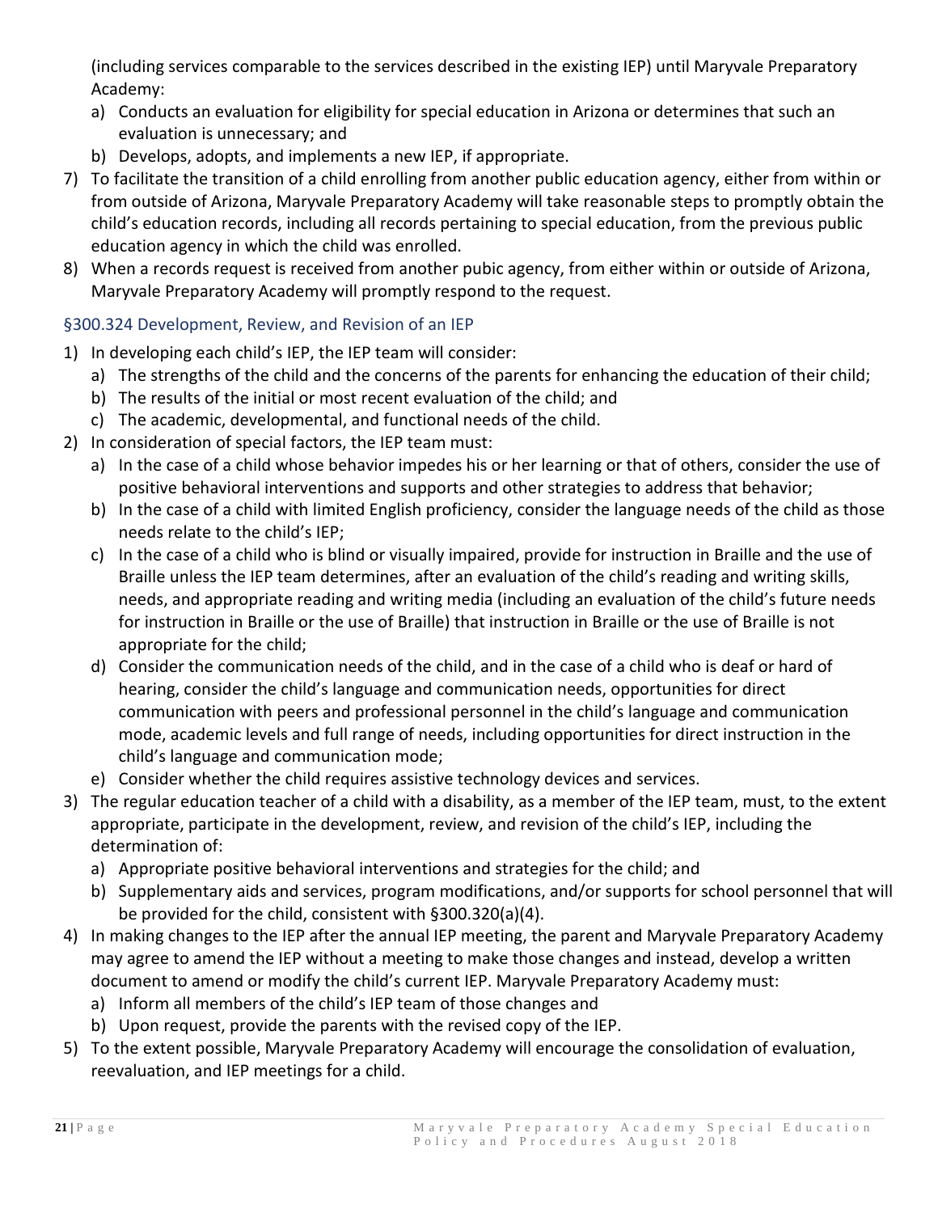(including services comparable to the services described in the existing IEP) until Maryvale Preparatory Academy:

a) Conducts an evaluation for eligibility for special education in Arizona or determines that such an evaluation is unnecessary; and
b) Develops, adopts, and implements a new IEP, if appropriate.

7) To facilitate the transition of a child enrolling from another public education agency, either from within or from outside of Arizona, Maryvale Preparatory Academy will take reasonable steps to promptly obtain the child's education records, including all records pertaining to special education, from the previous public education agency in which the child was enrolled.
8) When a records request is received from another pubic agency, from either within or outside of Arizona, Maryvale Preparatory Academy will promptly respond to the request.

### §300.324 Development, Review, and Revision of an IEP

1) In developing each child's IEP, the IEP team will consider:
   a) The strengths of the child and the concerns of the parents for enhancing the education of their child;
   b) The results of the initial or most recent evaluation of the child; and
   c) The academic, developmental, and functional needs of the child.
2) In consideration of special factors, the IEP team must:
   a) In the case of a child whose behavior impedes his or her learning or that of others, consider the use of positive behavioral interventions and supports and other strategies to address that behavior;
   b) In the case of a child with limited English proficiency, consider the language needs of the child as those needs relate to the child's IEP;
   c) In the case of a child who is blind or visually impaired, provide for instruction in Braille and the use of Braille unless the IEP team determines, after an evaluation of the child's reading and writing skills, needs, and appropriate reading and writing media (including an evaluation of the child's future needs for instruction in Braille or the use of Braille) that instruction in Braille or the use of Braille is not appropriate for the child;
   d) Consider the communication needs of the child, and in the case of a child who is deaf or hard of hearing, consider the child's language and communication needs, opportunities for direct communication with peers and professional personnel in the child's language and communication mode, academic levels and full range of needs, including opportunities for direct instruction in the child's language and communication mode;
   e) Consider whether the child requires assistive technology devices and services.
3) The regular education teacher of a child with a disability, as a member of the IEP team, must, to the extent appropriate, participate in the development, review, and revision of the child's IEP, including the determination of:
   a) Appropriate positive behavioral interventions and strategies for the child; and
   b) Supplementary aids and services, program modifications, and/or supports for school personnel that will be provided for the child, consistent with §300.320(a)(4).
4) In making changes to the IEP after the annual IEP meeting, the parent and Maryvale Preparatory Academy may agree to amend the IEP without a meeting to make those changes and instead, develop a written document to amend or modify the child's current IEP. Maryvale Preparatory Academy must:
   a) Inform all members of the child's IEP team of those changes and
   b) Upon request, provide the parents with the revised copy of the IEP.
5) To the extent possible, Maryvale Preparatory Academy will encourage the consolidation of evaluation, reevaluation, and IEP meetings for a child.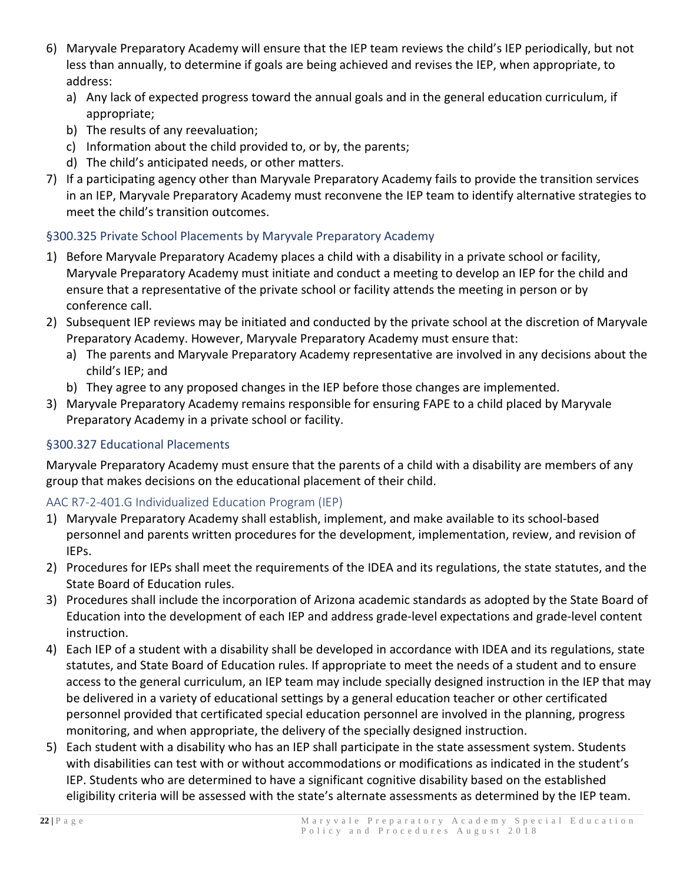6) Maryvale Preparatory Academy will ensure that the IEP team reviews the child's IEP periodically, but not less than annually, to determine if goals are being achieved and revises the IEP, when appropriate, to address:
   a) Any lack of expected progress toward the annual goals and in the general education curriculum, if appropriate;
   b) The results of any reevaluation;
   c) Information about the child provided to, or by, the parents;
   d) The child's anticipated needs, or other matters.
7) If a participating agency other than Maryvale Preparatory Academy fails to provide the transition services in an IEP, Maryvale Preparatory Academy must reconvene the IEP team to identify alternative strategies to meet the child's transition outcomes.

## §300.325 Private School Placements by Maryvale Preparatory Academy

1) Before Maryvale Preparatory Academy places a child with a disability in a private school or facility, Maryvale Preparatory Academy must initiate and conduct a meeting to develop an IEP for the child and ensure that a representative of the private school or facility attends the meeting in person or by conference call.
2) Subsequent IEP reviews may be initiated and conducted by the private school at the discretion of Maryvale Preparatory Academy. However, Maryvale Preparatory Academy must ensure that:
   a) The parents and Maryvale Preparatory Academy representative are involved in any decisions about the child's IEP; and
   b) They agree to any proposed changes in the IEP before those changes are implemented.
3) Maryvale Preparatory Academy remains responsible for ensuring FAPE to a child placed by Maryvale Preparatory Academy in a private school or facility.

## §300.327 Educational Placements

Maryvale Preparatory Academy must ensure that the parents of a child with a disability are members of any group that makes decisions on the educational placement of their child.

### AAC R7-2-401.G Individualized Education Program (IEP)

1) Maryvale Preparatory Academy shall establish, implement, and make available to its school-based personnel and parents written procedures for the development, implementation, review, and revision of IEPs.
2) Procedures for IEPs shall meet the requirements of the IDEA and its regulations, the state statutes, and the State Board of Education rules.
3) Procedures shall include the incorporation of Arizona academic standards as adopted by the State Board of Education into the development of each IEP and address grade-level expectations and grade-level content instruction.
4) Each IEP of a student with a disability shall be developed in accordance with IDEA and its regulations, state statutes, and State Board of Education rules. If appropriate to meet the needs of a student and to ensure access to the general curriculum, an IEP team may include specially designed instruction in the IEP that may be delivered in a variety of educational settings by a general education teacher or other certificated personnel provided that certificated special education personnel are involved in the planning, progress monitoring, and when appropriate, the delivery of the specially designed instruction.
5) Each student with a disability who has an IEP shall participate in the state assessment system. Students with disabilities can test with or without accommodations or modifications as indicated in the student's IEP. Students who are determined to have a significant cognitive disability based on the established eligibility criteria will be assessed with the state's alternate assessments as determined by the IEP team.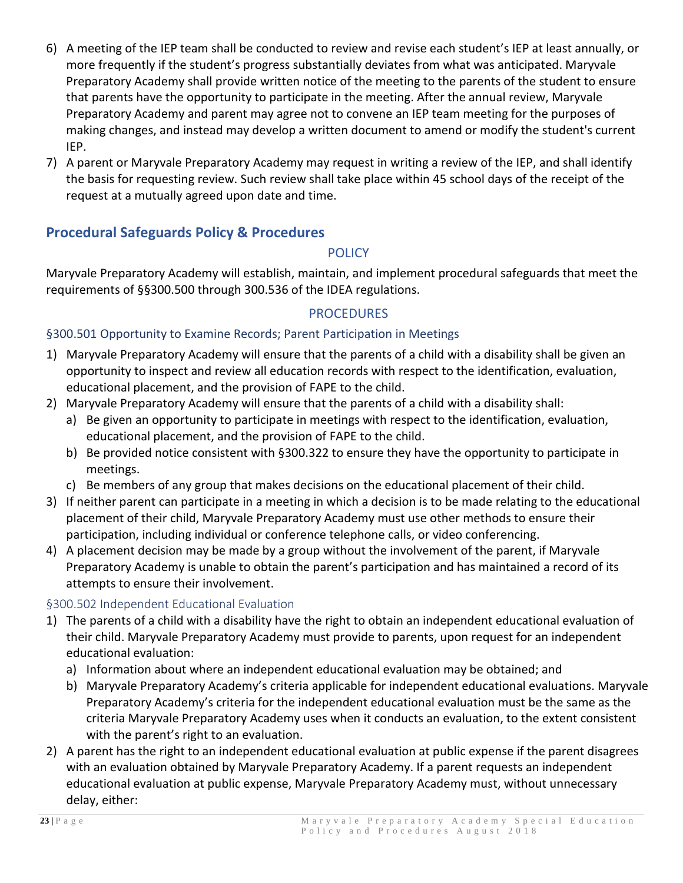6) A meeting of the IEP team shall be conducted to review and revise each student's IEP at least annually, or more frequently if the student's progress substantially deviates from what was anticipated. Maryvale Preparatory Academy shall provide written notice of the meeting to the parents of the student to ensure that parents have the opportunity to participate in the meeting. After the annual review, Maryvale Preparatory Academy and parent may agree not to convene an IEP team meeting for the purposes of making changes, and instead may develop a written document to amend or modify the student's current IEP.
7) A parent or Maryvale Preparatory Academy may request in writing a review of the IEP, and shall identify the basis for requesting review. Such review shall take place within 45 school days of the receipt of the request at a mutually agreed upon date and time.

## Procedural Safeguards Policy & Procedures

### POLICY

Maryvale Preparatory Academy will establish, maintain, and implement procedural safeguards that meet the requirements of §§300.500 through 300.536 of the IDEA regulations.

### PROCEDURES

#### §300.501 Opportunity to Examine Records; Parent Participation in Meetings

1) Maryvale Preparatory Academy will ensure that the parents of a child with a disability shall be given an opportunity to inspect and review all education records with respect to the identification, evaluation, educational placement, and the provision of FAPE to the child.
2) Maryvale Preparatory Academy will ensure that the parents of a child with a disability shall:
   a) Be given an opportunity to participate in meetings with respect to the identification, evaluation, educational placement, and the provision of FAPE to the child.
   b) Be provided notice consistent with §300.322 to ensure they have the opportunity to participate in meetings.
   c) Be members of any group that makes decisions on the educational placement of their child.
3) If neither parent can participate in a meeting in which a decision is to be made relating to the educational placement of their child, Maryvale Preparatory Academy must use other methods to ensure their participation, including individual or conference telephone calls, or video conferencing.
4) A placement decision may be made by a group without the involvement of the parent, if Maryvale Preparatory Academy is unable to obtain the parent's participation and has maintained a record of its attempts to ensure their involvement.

#### §300.502 Independent Educational Evaluation

1) The parents of a child with a disability have the right to obtain an independent educational evaluation of their child. Maryvale Preparatory Academy must provide to parents, upon request for an independent educational evaluation:
   a) Information about where an independent educational evaluation may be obtained; and
   b) Maryvale Preparatory Academy's criteria applicable for independent educational evaluations. Maryvale Preparatory Academy's criteria for the independent educational evaluation must be the same as the criteria Maryvale Preparatory Academy uses when it conducts an evaluation, to the extent consistent with the parent's right to an evaluation.
2) A parent has the right to an independent educational evaluation at public expense if the parent disagrees with an evaluation obtained by Maryvale Preparatory Academy. If a parent requests an independent educational evaluation at public expense, Maryvale Preparatory Academy must, without unnecessary delay, either: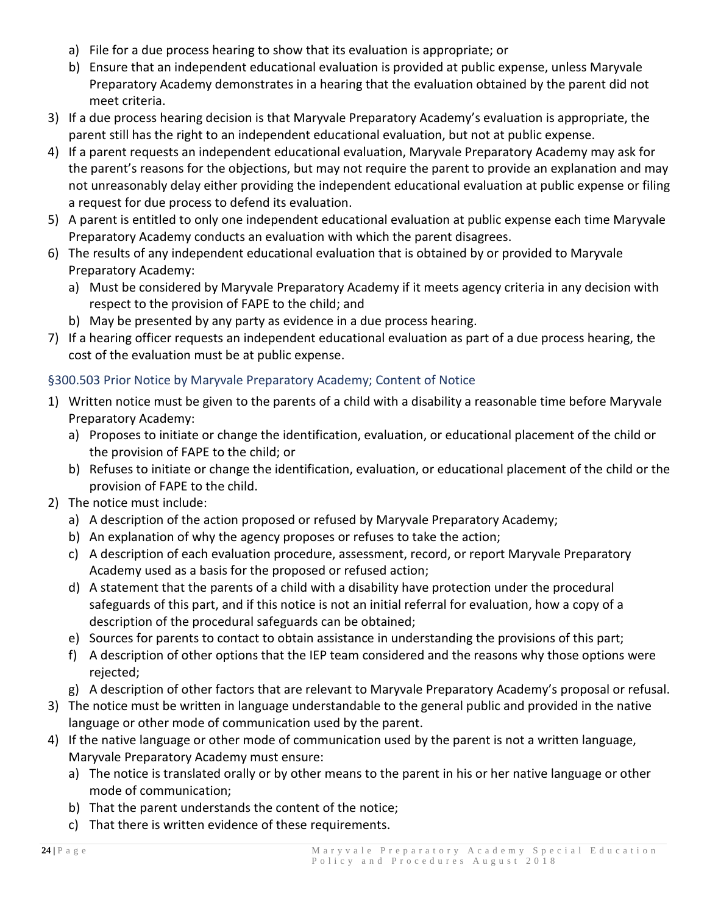a) File for a due process hearing to show that its evaluation is appropriate; or
   b) Ensure that an independent educational evaluation is provided at public expense, unless Maryvale Preparatory Academy demonstrates in a hearing that the evaluation obtained by the parent did not meet criteria.
3) If a due process hearing decision is that Maryvale Preparatory Academy's evaluation is appropriate, the parent still has the right to an independent educational evaluation, but not at public expense.
4) If a parent requests an independent educational evaluation, Maryvale Preparatory Academy may ask for the parent's reasons for the objections, but may not require the parent to provide an explanation and may not unreasonably delay either providing the independent educational evaluation at public expense or filing a request for due process to defend its evaluation.
5) A parent is entitled to only one independent educational evaluation at public expense each time Maryvale Preparatory Academy conducts an evaluation with which the parent disagrees.
6) The results of any independent educational evaluation that is obtained by or provided to Maryvale Preparatory Academy:
   a) Must be considered by Maryvale Preparatory Academy if it meets agency criteria in any decision with respect to the provision of FAPE to the child; and
   b) May be presented by any party as evidence in a due process hearing.
7) If a hearing officer requests an independent educational evaluation as part of a due process hearing, the cost of the evaluation must be at public expense.

### §300.503 Prior Notice by Maryvale Preparatory Academy; Content of Notice

1) Written notice must be given to the parents of a child with a disability a reasonable time before Maryvale Preparatory Academy:
   a) Proposes to initiate or change the identification, evaluation, or educational placement of the child or the provision of FAPE to the child; or
   b) Refuses to initiate or change the identification, evaluation, or educational placement of the child or the provision of FAPE to the child.
2) The notice must include:
   a) A description of the action proposed or refused by Maryvale Preparatory Academy;
   b) An explanation of why the agency proposes or refuses to take the action;
   c) A description of each evaluation procedure, assessment, record, or report Maryvale Preparatory Academy used as a basis for the proposed or refused action;
   d) A statement that the parents of a child with a disability have protection under the procedural safeguards of this part, and if this notice is not an initial referral for evaluation, how a copy of a description of the procedural safeguards can be obtained;
   e) Sources for parents to contact to obtain assistance in understanding the provisions of this part;
   f) A description of other options that the IEP team considered and the reasons why those options were rejected;
   g) A description of other factors that are relevant to Maryvale Preparatory Academy's proposal or refusal.
3) The notice must be written in language understandable to the general public and provided in the native language or other mode of communication used by the parent.
4) If the native language or other mode of communication used by the parent is not a written language, Maryvale Preparatory Academy must ensure:
   a) The notice is translated orally or by other means to the parent in his or her native language or other mode of communication;
   b) That the parent understands the content of the notice;
   c) That there is written evidence of these requirements.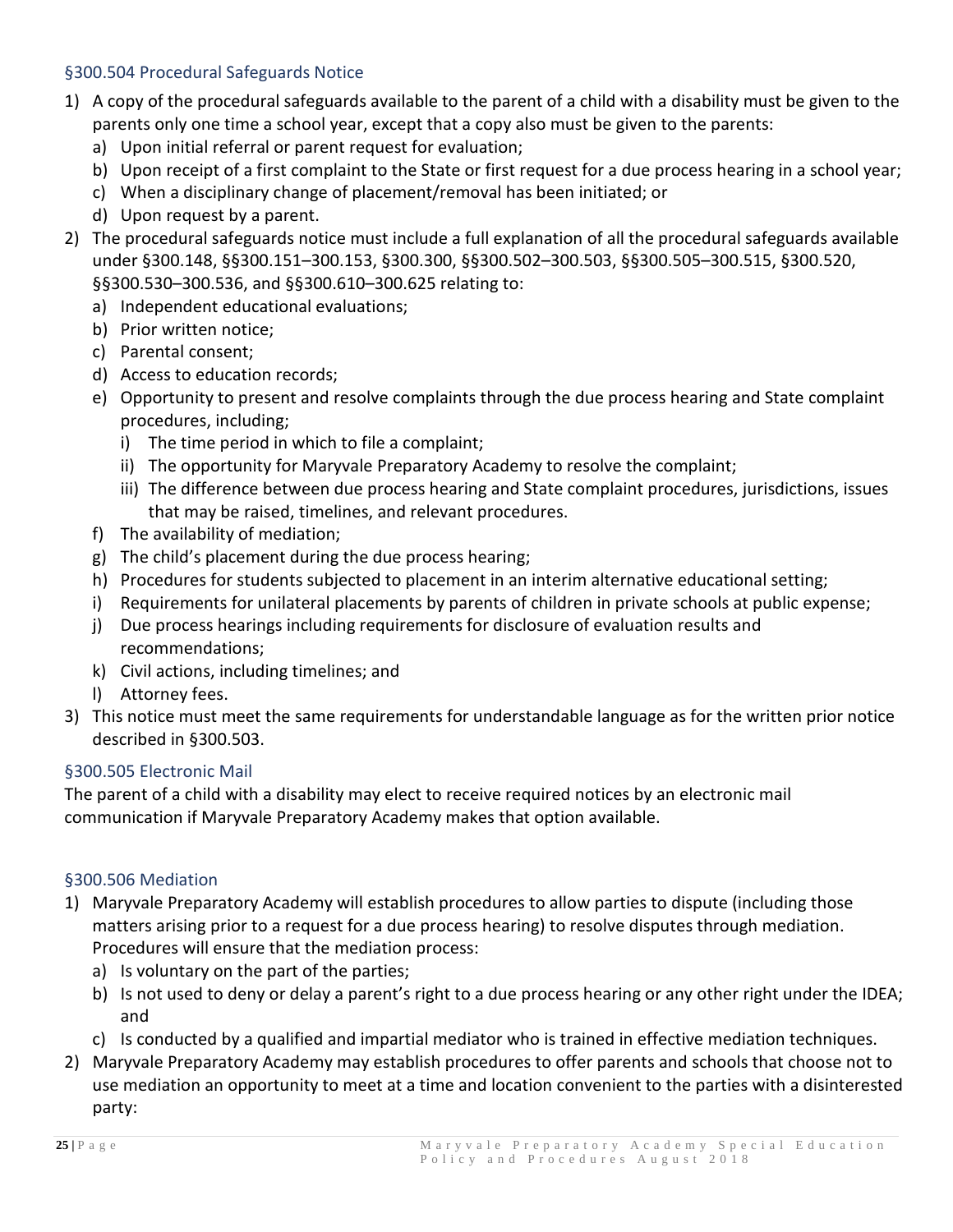### §300.504 Procedural Safeguards Notice

1) A copy of the procedural safeguards available to the parent of a child with a disability must be given to the parents only one time a school year, except that a copy also must be given to the parents:
   a) Upon initial referral or parent request for evaluation;
   b) Upon receipt of a first complaint to the State or first request for a due process hearing in a school year;
   c) When a disciplinary change of placement/removal has been initiated; or
   d) Upon request by a parent.
2) The procedural safeguards notice must include a full explanation of all the procedural safeguards available under §300.148, §§300.151–300.153, §300.300, §§300.502–300.503, §§300.505–300.515, §300.520, §§300.530–300.536, and §§300.610–300.625 relating to:
   a) Independent educational evaluations;
   b) Prior written notice;
   c) Parental consent;
   d) Access to education records;
   e) Opportunity to present and resolve complaints through the due process hearing and State complaint procedures, including;
      i) The time period in which to file a complaint;
      ii) The opportunity for Maryvale Preparatory Academy to resolve the complaint;
      iii) The difference between due process hearing and State complaint procedures, jurisdictions, issues that may be raised, timelines, and relevant procedures.
   f) The availability of mediation;
   g) The child's placement during the due process hearing;
   h) Procedures for students subjected to placement in an interim alternative educational setting;
   i) Requirements for unilateral placements by parents of children in private schools at public expense;
   j) Due process hearings including requirements for disclosure of evaluation results and recommendations;
   k) Civil actions, including timelines; and
   l) Attorney fees.
3) This notice must meet the same requirements for understandable language as for the written prior notice described in §300.503.

### §300.505 Electronic Mail

The parent of a child with a disability may elect to receive required notices by an electronic mail communication if Maryvale Preparatory Academy makes that option available.

### §300.506 Mediation

1) Maryvale Preparatory Academy will establish procedures to allow parties to dispute (including those matters arising prior to a request for a due process hearing) to resolve disputes through mediation. Procedures will ensure that the mediation process:
   a) Is voluntary on the part of the parties;
   b) Is not used to deny or delay a parent's right to a due process hearing or any other right under the IDEA; and
   c) Is conducted by a qualified and impartial mediator who is trained in effective mediation techniques.
2) Maryvale Preparatory Academy may establish procedures to offer parents and schools that choose not to use mediation an opportunity to meet at a time and location convenient to the parties with a disinterested party: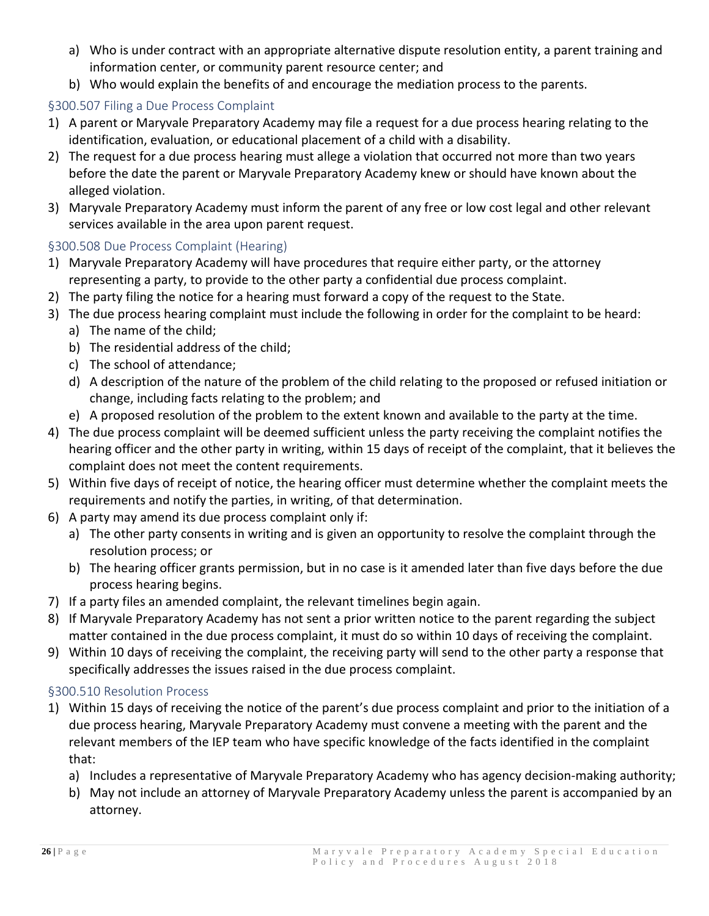a) Who is under contract with an appropriate alternative dispute resolution entity, a parent training and information center, or community parent resource center; and
b) Who would explain the benefits of and encourage the mediation process to the parents.

### §300.507 Filing a Due Process Complaint

1) A parent or Maryvale Preparatory Academy may file a request for a due process hearing relating to the identification, evaluation, or educational placement of a child with a disability.
2) The request for a due process hearing must allege a violation that occurred not more than two years before the date the parent or Maryvale Preparatory Academy knew or should have known about the alleged violation.
3) Maryvale Preparatory Academy must inform the parent of any free or low cost legal and other relevant services available in the area upon parent request.

### §300.508 Due Process Complaint (Hearing)

1) Maryvale Preparatory Academy will have procedures that require either party, or the attorney representing a party, to provide to the other party a confidential due process complaint.
2) The party filing the notice for a hearing must forward a copy of the request to the State.
3) The due process hearing complaint must include the following in order for the complaint to be heard:
   a) The name of the child;
   b) The residential address of the child;
   c) The school of attendance;
   d) A description of the nature of the problem of the child relating to the proposed or refused initiation or change, including facts relating to the problem; and
   e) A proposed resolution of the problem to the extent known and available to the party at the time.
4) The due process complaint will be deemed sufficient unless the party receiving the complaint notifies the hearing officer and the other party in writing, within 15 days of receipt of the complaint, that it believes the complaint does not meet the content requirements.
5) Within five days of receipt of notice, the hearing officer must determine whether the complaint meets the requirements and notify the parties, in writing, of that determination.
6) A party may amend its due process complaint only if:
   a) The other party consents in writing and is given an opportunity to resolve the complaint through the resolution process; or
   b) The hearing officer grants permission, but in no case is it amended later than five days before the due process hearing begins.
7) If a party files an amended complaint, the relevant timelines begin again.
8) If Maryvale Preparatory Academy has not sent a prior written notice to the parent regarding the subject matter contained in the due process complaint, it must do so within 10 days of receiving the complaint.
9) Within 10 days of receiving the complaint, the receiving party will send to the other party a response that specifically addresses the issues raised in the due process complaint.

### §300.510 Resolution Process

1) Within 15 days of receiving the notice of the parent's due process complaint and prior to the initiation of a due process hearing, Maryvale Preparatory Academy must convene a meeting with the parent and the relevant members of the IEP team who have specific knowledge of the facts identified in the complaint that:
   a) Includes a representative of Maryvale Preparatory Academy who has agency decision-making authority;
   b) May not include an attorney of Maryvale Preparatory Academy unless the parent is accompanied by an attorney.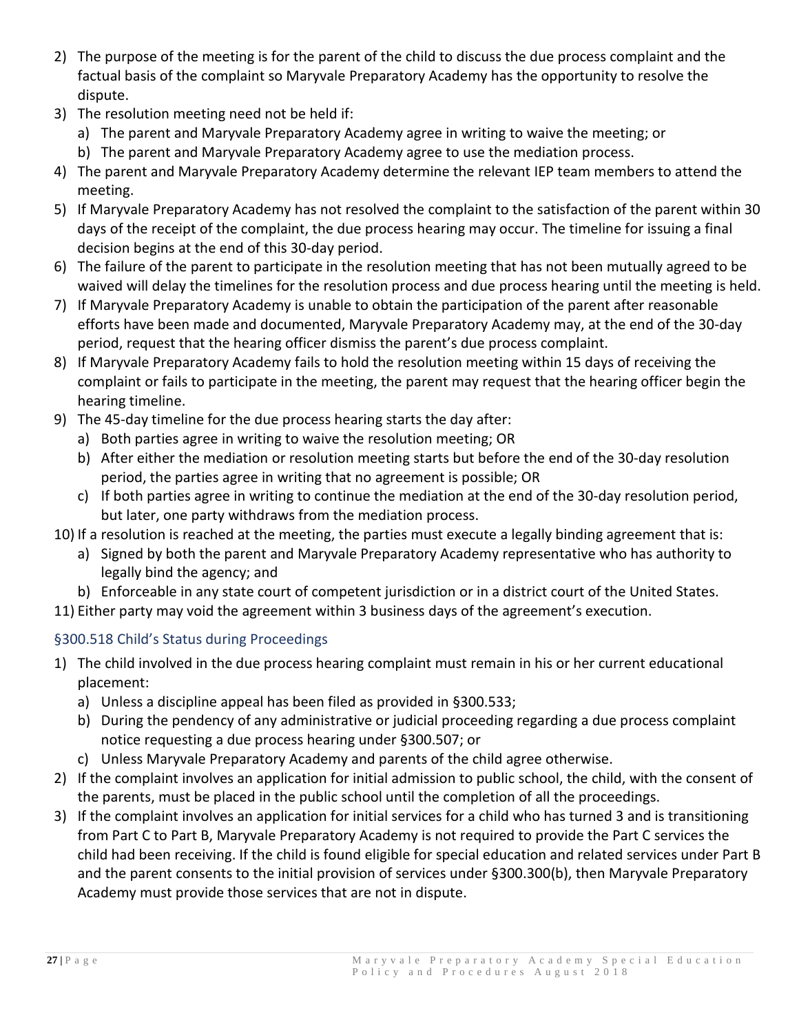2) The purpose of the meeting is for the parent of the child to discuss the due process complaint and the factual basis of the complaint so Maryvale Preparatory Academy has the opportunity to resolve the dispute.
3) The resolution meeting need not be held if:
   a) The parent and Maryvale Preparatory Academy agree in writing to waive the meeting; or
   b) The parent and Maryvale Preparatory Academy agree to use the mediation process.
4) The parent and Maryvale Preparatory Academy determine the relevant IEP team members to attend the meeting.
5) If Maryvale Preparatory Academy has not resolved the complaint to the satisfaction of the parent within 30 days of the receipt of the complaint, the due process hearing may occur. The timeline for issuing a final decision begins at the end of this 30-day period.
6) The failure of the parent to participate in the resolution meeting that has not been mutually agreed to be waived will delay the timelines for the resolution process and due process hearing until the meeting is held.
7) If Maryvale Preparatory Academy is unable to obtain the participation of the parent after reasonable efforts have been made and documented, Maryvale Preparatory Academy may, at the end of the 30-day period, request that the hearing officer dismiss the parent's due process complaint.
8) If Maryvale Preparatory Academy fails to hold the resolution meeting within 15 days of receiving the complaint or fails to participate in the meeting, the parent may request that the hearing officer begin the hearing timeline.
9) The 45-day timeline for the due process hearing starts the day after:
   a) Both parties agree in writing to waive the resolution meeting; OR
   b) After either the mediation or resolution meeting starts but before the end of the 30-day resolution period, the parties agree in writing that no agreement is possible; OR
   c) If both parties agree in writing to continue the mediation at the end of the 30-day resolution period, but later, one party withdraws from the mediation process.
10) If a resolution is reached at the meeting, the parties must execute a legally binding agreement that is:
    a) Signed by both the parent and Maryvale Preparatory Academy representative who has authority to legally bind the agency; and
    b) Enforceable in any state court of competent jurisdiction or in a district court of the United States.
11) Either party may void the agreement within 3 business days of the agreement's execution.

### §300.518 Child's Status during Proceedings

1) The child involved in the due process hearing complaint must remain in his or her current educational placement:
   a) Unless a discipline appeal has been filed as provided in §300.533;
   b) During the pendency of any administrative or judicial proceeding regarding a due process complaint notice requesting a due process hearing under §300.507; or
   c) Unless Maryvale Preparatory Academy and parents of the child agree otherwise.
2) If the complaint involves an application for initial admission to public school, the child, with the consent of the parents, must be placed in the public school until the completion of all the proceedings.
3) If the complaint involves an application for initial services for a child who has turned 3 and is transitioning from Part C to Part B, Maryvale Preparatory Academy is not required to provide the Part C services the child had been receiving. If the child is found eligible for special education and related services under Part B and the parent consents to the initial provision of services under §300.300(b), then Maryvale Preparatory Academy must provide those services that are not in dispute.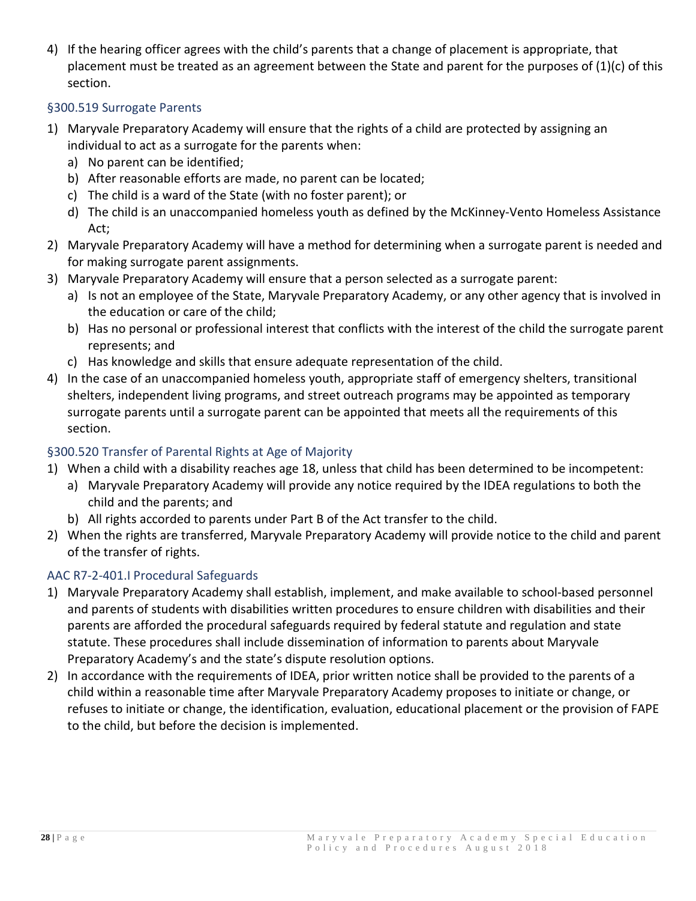4) If the hearing officer agrees with the child's parents that a change of placement is appropriate, that placement must be treated as an agreement between the State and parent for the purposes of (1)(c) of this section.

### §300.519 Surrogate Parents

1) Maryvale Preparatory Academy will ensure that the rights of a child are protected by assigning an individual to act as a surrogate for the parents when:
   a) No parent can be identified;
   b) After reasonable efforts are made, no parent can be located;
   c) The child is a ward of the State (with no foster parent); or
   d) The child is an unaccompanied homeless youth as defined by the McKinney-Vento Homeless Assistance Act;
2) Maryvale Preparatory Academy will have a method for determining when a surrogate parent is needed and for making surrogate parent assignments.
3) Maryvale Preparatory Academy will ensure that a person selected as a surrogate parent:
   a) Is not an employee of the State, Maryvale Preparatory Academy, or any other agency that is involved in the education or care of the child;
   b) Has no personal or professional interest that conflicts with the interest of the child the surrogate parent represents; and
   c) Has knowledge and skills that ensure adequate representation of the child.
4) In the case of an unaccompanied homeless youth, appropriate staff of emergency shelters, transitional shelters, independent living programs, and street outreach programs may be appointed as temporary surrogate parents until a surrogate parent can be appointed that meets all the requirements of this section.

### §300.520 Transfer of Parental Rights at Age of Majority

1) When a child with a disability reaches age 18, unless that child has been determined to be incompetent:
   a) Maryvale Preparatory Academy will provide any notice required by the IDEA regulations to both the child and the parents; and
   b) All rights accorded to parents under Part B of the Act transfer to the child.
2) When the rights are transferred, Maryvale Preparatory Academy will provide notice to the child and parent of the transfer of rights.

### AAC R7-2-401.I Procedural Safeguards

1) Maryvale Preparatory Academy shall establish, implement, and make available to school-based personnel and parents of students with disabilities written procedures to ensure children with disabilities and their parents are afforded the procedural safeguards required by federal statute and regulation and state statute. These procedures shall include dissemination of information to parents about Maryvale Preparatory Academy's and the state's dispute resolution options.
2) In accordance with the requirements of IDEA, prior written notice shall be provided to the parents of a child within a reasonable time after Maryvale Preparatory Academy proposes to initiate or change, or refuses to initiate or change, the identification, evaluation, educational placement or the provision of FAPE to the child, but before the decision is implemented.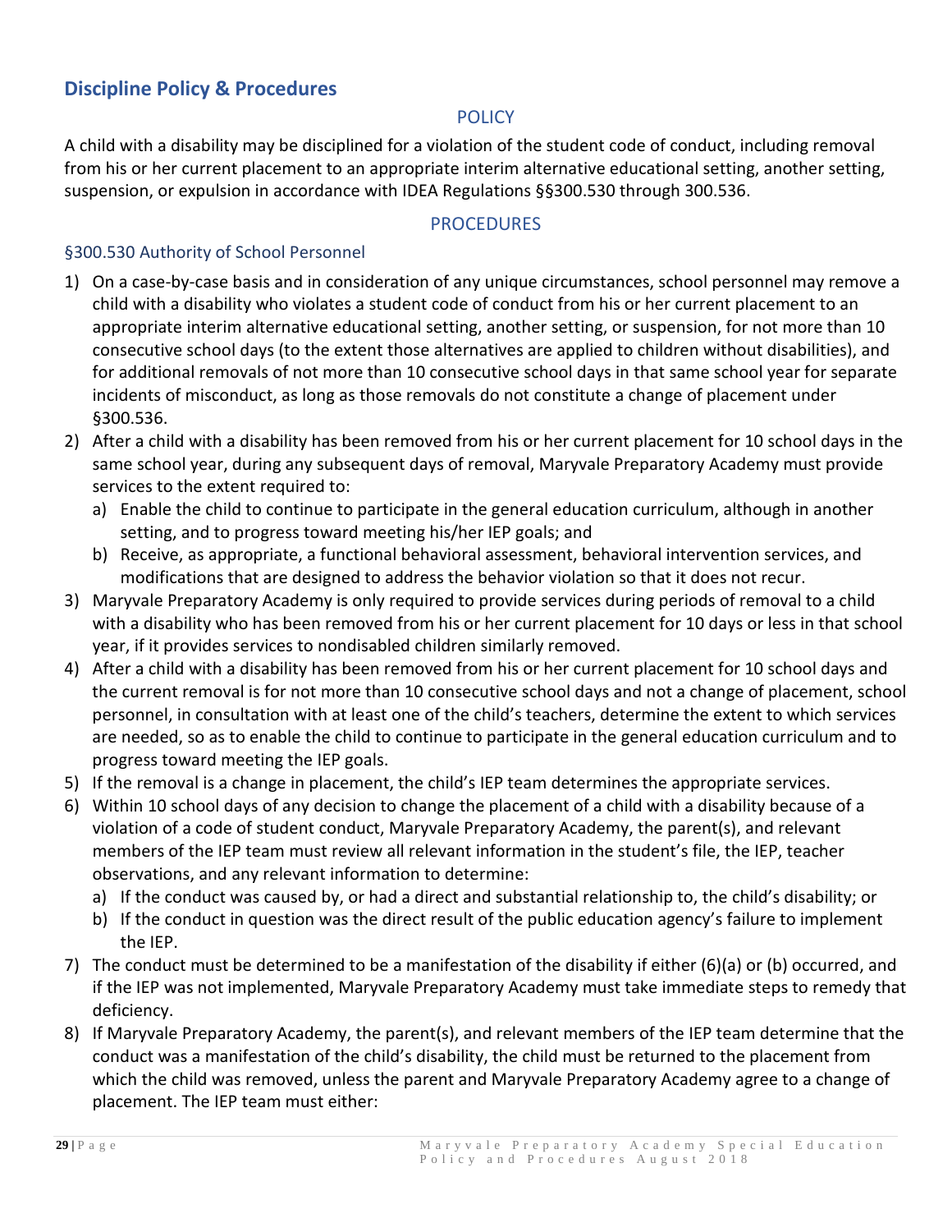## Discipline Policy & Procedures

### POLICY

A child with a disability may be disciplined for a violation of the student code of conduct, including removal from his or her current placement to an appropriate interim alternative educational setting, another setting, suspension, or expulsion in accordance with IDEA Regulations §§300.530 through 300.536.

### PROCEDURES

#### §300.530 Authority of School Personnel

1) On a case-by-case basis and in consideration of any unique circumstances, school personnel may remove a child with a disability who violates a student code of conduct from his or her current placement to an appropriate interim alternative educational setting, another setting, or suspension, for not more than 10 consecutive school days (to the extent those alternatives are applied to children without disabilities), and for additional removals of not more than 10 consecutive school days in that same school year for separate incidents of misconduct, as long as those removals do not constitute a change of placement under §300.536.
2) After a child with a disability has been removed from his or her current placement for 10 school days in the same school year, during any subsequent days of removal, Maryvale Preparatory Academy must provide services to the extent required to:
   a) Enable the child to continue to participate in the general education curriculum, although in another setting, and to progress toward meeting his/her IEP goals; and
   b) Receive, as appropriate, a functional behavioral assessment, behavioral intervention services, and modifications that are designed to address the behavior violation so that it does not recur.
3) Maryvale Preparatory Academy is only required to provide services during periods of removal to a child with a disability who has been removed from his or her current placement for 10 days or less in that school year, if it provides services to nondisabled children similarly removed.
4) After a child with a disability has been removed from his or her current placement for 10 school days and the current removal is for not more than 10 consecutive school days and not a change of placement, school personnel, in consultation with at least one of the child's teachers, determine the extent to which services are needed, so as to enable the child to continue to participate in the general education curriculum and to progress toward meeting the IEP goals.
5) If the removal is a change in placement, the child's IEP team determines the appropriate services.
6) Within 10 school days of any decision to change the placement of a child with a disability because of a violation of a code of student conduct, Maryvale Preparatory Academy, the parent(s), and relevant members of the IEP team must review all relevant information in the student's file, the IEP, teacher observations, and any relevant information to determine:
   a) If the conduct was caused by, or had a direct and substantial relationship to, the child's disability; or
   b) If the conduct in question was the direct result of the public education agency's failure to implement the IEP.
7) The conduct must be determined to be a manifestation of the disability if either (6)(a) or (b) occurred, and if the IEP was not implemented, Maryvale Preparatory Academy must take immediate steps to remedy that deficiency.
8) If Maryvale Preparatory Academy, the parent(s), and relevant members of the IEP team determine that the conduct was a manifestation of the child's disability, the child must be returned to the placement from which the child was removed, unless the parent and Maryvale Preparatory Academy agree to a change of placement. The IEP team must either: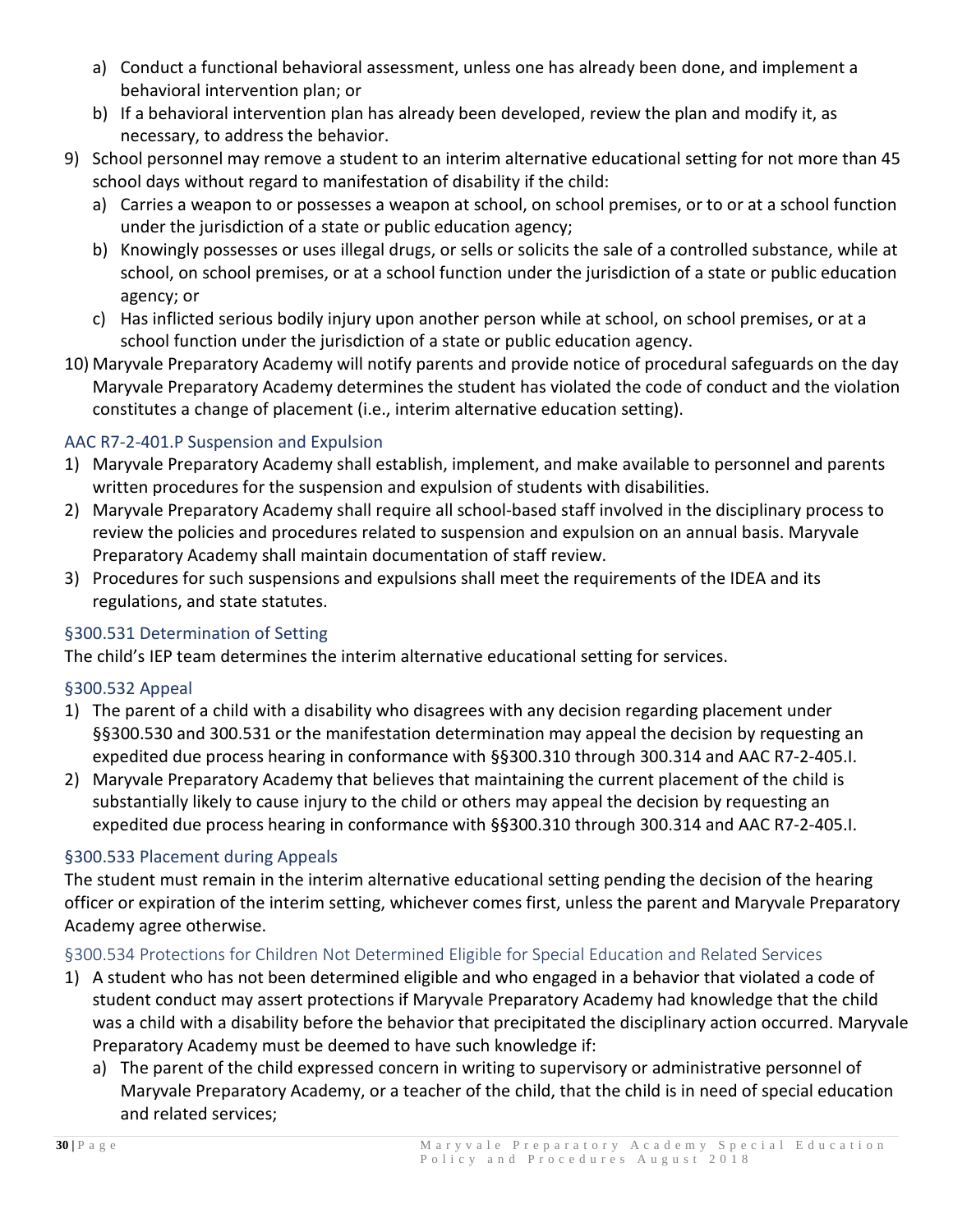a) Conduct a functional behavioral assessment, unless one has already been done, and implement a behavioral intervention plan; or
   b) If a behavioral intervention plan has already been developed, review the plan and modify it, as necessary, to address the behavior.
9) School personnel may remove a student to an interim alternative educational setting for not more than 45 school days without regard to manifestation of disability if the child:
   a) Carries a weapon to or possesses a weapon at school, on school premises, or to or at a school function under the jurisdiction of a state or public education agency;
   b) Knowingly possesses or uses illegal drugs, or sells or solicits the sale of a controlled substance, while at school, on school premises, or at a school function under the jurisdiction of a state or public education agency; or
   c) Has inflicted serious bodily injury upon another person while at school, on school premises, or at a school function under the jurisdiction of a state or public education agency.
10) Maryvale Preparatory Academy will notify parents and provide notice of procedural safeguards on the day Maryvale Preparatory Academy determines the student has violated the code of conduct and the violation constitutes a change of placement (i.e., interim alternative education setting).

### AAC R7-2-401.P Suspension and Expulsion

1) Maryvale Preparatory Academy shall establish, implement, and make available to personnel and parents written procedures for the suspension and expulsion of students with disabilities.
2) Maryvale Preparatory Academy shall require all school-based staff involved in the disciplinary process to review the policies and procedures related to suspension and expulsion on an annual basis. Maryvale Preparatory Academy shall maintain documentation of staff review.
3) Procedures for such suspensions and expulsions shall meet the requirements of the IDEA and its regulations, and state statutes.

### §300.531 Determination of Setting

The child's IEP team determines the interim alternative educational setting for services.

### §300.532 Appeal

1) The parent of a child with a disability who disagrees with any decision regarding placement under §§300.530 and 300.531 or the manifestation determination may appeal the decision by requesting an expedited due process hearing in conformance with §§300.310 through 300.314 and AAC R7-2-405.I.
2) Maryvale Preparatory Academy that believes that maintaining the current placement of the child is substantially likely to cause injury to the child or others may appeal the decision by requesting an expedited due process hearing in conformance with §§300.310 through 300.314 and AAC R7-2-405.I.

### §300.533 Placement during Appeals

The student must remain in the interim alternative educational setting pending the decision of the hearing officer or expiration of the interim setting, whichever comes first, unless the parent and Maryvale Preparatory Academy agree otherwise.

### §300.534 Protections for Children Not Determined Eligible for Special Education and Related Services

1) A student who has not been determined eligible and who engaged in a behavior that violated a code of student conduct may assert protections if Maryvale Preparatory Academy had knowledge that the child was a child with a disability before the behavior that precipitated the disciplinary action occurred. Maryvale Preparatory Academy must be deemed to have such knowledge if:
   a) The parent of the child expressed concern in writing to supervisory or administrative personnel of Maryvale Preparatory Academy, or a teacher of the child, that the child is in need of special education and related services;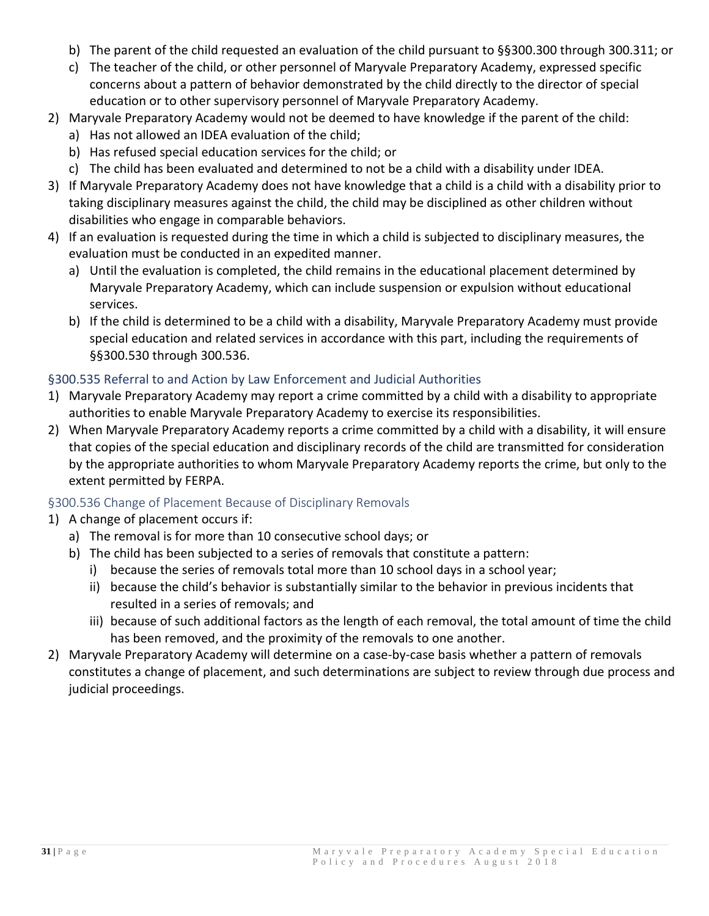b) The parent of the child requested an evaluation of the child pursuant to §§300.300 through 300.311; or
   c) The teacher of the child, or other personnel of Maryvale Preparatory Academy, expressed specific concerns about a pattern of behavior demonstrated by the child directly to the director of special education or to other supervisory personnel of Maryvale Preparatory Academy.
2) Maryvale Preparatory Academy would not be deemed to have knowledge if the parent of the child:
   a) Has not allowed an IDEA evaluation of the child;
   b) Has refused special education services for the child; or
   c) The child has been evaluated and determined to not be a child with a disability under IDEA.
3) If Maryvale Preparatory Academy does not have knowledge that a child is a child with a disability prior to taking disciplinary measures against the child, the child may be disciplined as other children without disabilities who engage in comparable behaviors.
4) If an evaluation is requested during the time in which a child is subjected to disciplinary measures, the evaluation must be conducted in an expedited manner.
   a) Until the evaluation is completed, the child remains in the educational placement determined by Maryvale Preparatory Academy, which can include suspension or expulsion without educational services.
   b) If the child is determined to be a child with a disability, Maryvale Preparatory Academy must provide special education and related services in accordance with this part, including the requirements of §§300.530 through 300.536.

### §300.535 Referral to and Action by Law Enforcement and Judicial Authorities

1) Maryvale Preparatory Academy may report a crime committed by a child with a disability to appropriate authorities to enable Maryvale Preparatory Academy to exercise its responsibilities.
2) When Maryvale Preparatory Academy reports a crime committed by a child with a disability, it will ensure that copies of the special education and disciplinary records of the child are transmitted for consideration by the appropriate authorities to whom Maryvale Preparatory Academy reports the crime, but only to the extent permitted by FERPA.

### §300.536 Change of Placement Because of Disciplinary Removals

1) A change of placement occurs if:
   a) The removal is for more than 10 consecutive school days; or
   b) The child has been subjected to a series of removals that constitute a pattern:
      i) because the series of removals total more than 10 school days in a school year;
      ii) because the child's behavior is substantially similar to the behavior in previous incidents that resulted in a series of removals; and
      iii) because of such additional factors as the length of each removal, the total amount of time the child has been removed, and the proximity of the removals to one another.
2) Maryvale Preparatory Academy will determine on a case-by-case basis whether a pattern of removals constitutes a change of placement, and such determinations are subject to review through due process and judicial proceedings.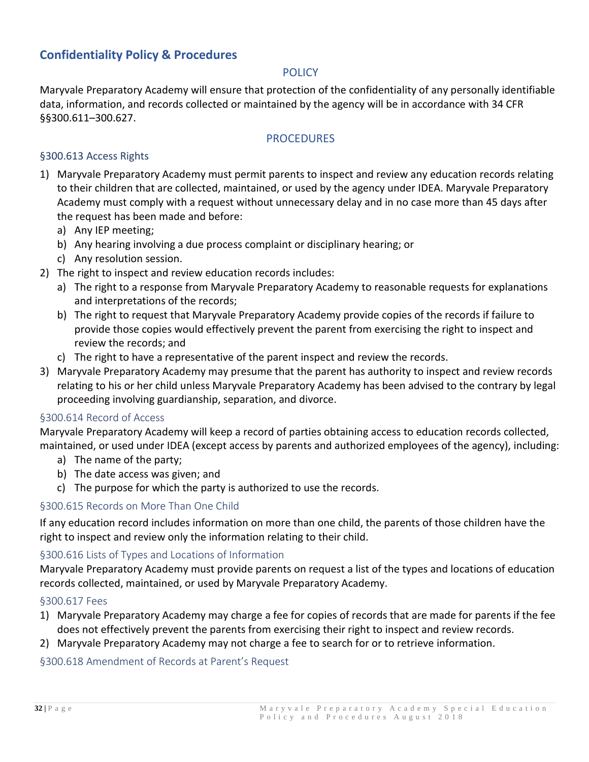## Confidentiality Policy & Procedures

### POLICY

Maryvale Preparatory Academy will ensure that protection of the confidentiality of any personally identifiable data, information, and records collected or maintained by the agency will be in accordance with 34 CFR §§300.611–300.627.

### PROCEDURES

#### §300.613 Access Rights

1) Maryvale Preparatory Academy must permit parents to inspect and review any education records relating to their children that are collected, maintained, or used by the agency under IDEA. Maryvale Preparatory Academy must comply with a request without unnecessary delay and in no case more than 45 days after the request has been made and before:
   a) Any IEP meeting;
   b) Any hearing involving a due process complaint or disciplinary hearing; or
   c) Any resolution session.
2) The right to inspect and review education records includes:
   a) The right to a response from Maryvale Preparatory Academy to reasonable requests for explanations and interpretations of the records;
   b) The right to request that Maryvale Preparatory Academy provide copies of the records if failure to provide those copies would effectively prevent the parent from exercising the right to inspect and review the records; and
   c) The right to have a representative of the parent inspect and review the records.
3) Maryvale Preparatory Academy may presume that the parent has authority to inspect and review records relating to his or her child unless Maryvale Preparatory Academy has been advised to the contrary by legal proceeding involving guardianship, separation, and divorce.

#### §300.614 Record of Access

Maryvale Preparatory Academy will keep a record of parties obtaining access to education records collected, maintained, or used under IDEA (except access by parents and authorized employees of the agency), including:

a) The name of the party;
b) The date access was given; and
c) The purpose for which the party is authorized to use the records.

#### §300.615 Records on More Than One Child

If any education record includes information on more than one child, the parents of those children have the right to inspect and review only the information relating to their child.

#### §300.616 Lists of Types and Locations of Information

Maryvale Preparatory Academy must provide parents on request a list of the types and locations of education records collected, maintained, or used by Maryvale Preparatory Academy.

#### §300.617 Fees

1) Maryvale Preparatory Academy may charge a fee for copies of records that are made for parents if the fee does not effectively prevent the parents from exercising their right to inspect and review records.
2) Maryvale Preparatory Academy may not charge a fee to search for or to retrieve information.

#### §300.618 Amendment of Records at Parent's Request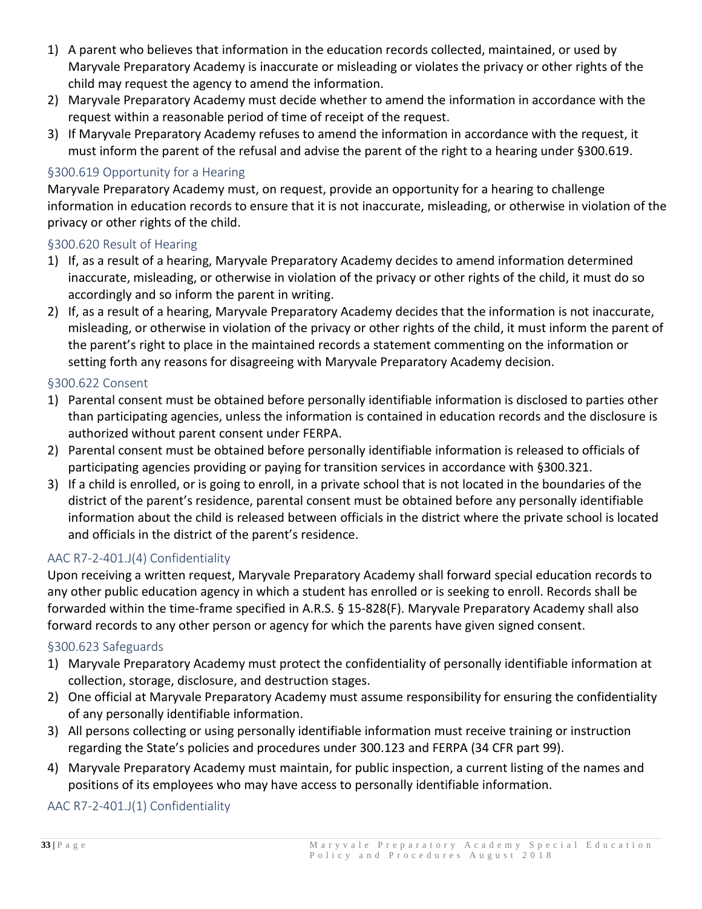1) A parent who believes that information in the education records collected, maintained, or used by Maryvale Preparatory Academy is inaccurate or misleading or violates the privacy or other rights of the child may request the agency to amend the information.
2) Maryvale Preparatory Academy must decide whether to amend the information in accordance with the request within a reasonable period of time of receipt of the request.
3) If Maryvale Preparatory Academy refuses to amend the information in accordance with the request, it must inform the parent of the refusal and advise the parent of the right to a hearing under §300.619.

### §300.619 Opportunity for a Hearing

Maryvale Preparatory Academy must, on request, provide an opportunity for a hearing to challenge information in education records to ensure that it is not inaccurate, misleading, or otherwise in violation of the privacy or other rights of the child.

### §300.620 Result of Hearing

1) If, as a result of a hearing, Maryvale Preparatory Academy decides to amend information determined inaccurate, misleading, or otherwise in violation of the privacy or other rights of the child, it must do so accordingly and so inform the parent in writing.
2) If, as a result of a hearing, Maryvale Preparatory Academy decides that the information is not inaccurate, misleading, or otherwise in violation of the privacy or other rights of the child, it must inform the parent of the parent's right to place in the maintained records a statement commenting on the information or setting forth any reasons for disagreeing with Maryvale Preparatory Academy decision.

### §300.622 Consent

1) Parental consent must be obtained before personally identifiable information is disclosed to parties other than participating agencies, unless the information is contained in education records and the disclosure is authorized without parent consent under FERPA.
2) Parental consent must be obtained before personally identifiable information is released to officials of participating agencies providing or paying for transition services in accordance with §300.321.
3) If a child is enrolled, or is going to enroll, in a private school that is not located in the boundaries of the district of the parent's residence, parental consent must be obtained before any personally identifiable information about the child is released between officials in the district where the private school is located and officials in the district of the parent's residence.

### AAC R7-2-401.J(4) Confidentiality

Upon receiving a written request, Maryvale Preparatory Academy shall forward special education records to any other public education agency in which a student has enrolled or is seeking to enroll. Records shall be forwarded within the time-frame specified in A.R.S. § 15-828(F). Maryvale Preparatory Academy shall also forward records to any other person or agency for which the parents have given signed consent.

### §300.623 Safeguards

1) Maryvale Preparatory Academy must protect the confidentiality of personally identifiable information at collection, storage, disclosure, and destruction stages.
2) One official at Maryvale Preparatory Academy must assume responsibility for ensuring the confidentiality of any personally identifiable information.
3) All persons collecting or using personally identifiable information must receive training or instruction regarding the State's policies and procedures under 300.123 and FERPA (34 CFR part 99).
4) Maryvale Preparatory Academy must maintain, for public inspection, a current listing of the names and positions of its employees who may have access to personally identifiable information.

### AAC R7-2-401.J(1) Confidentiality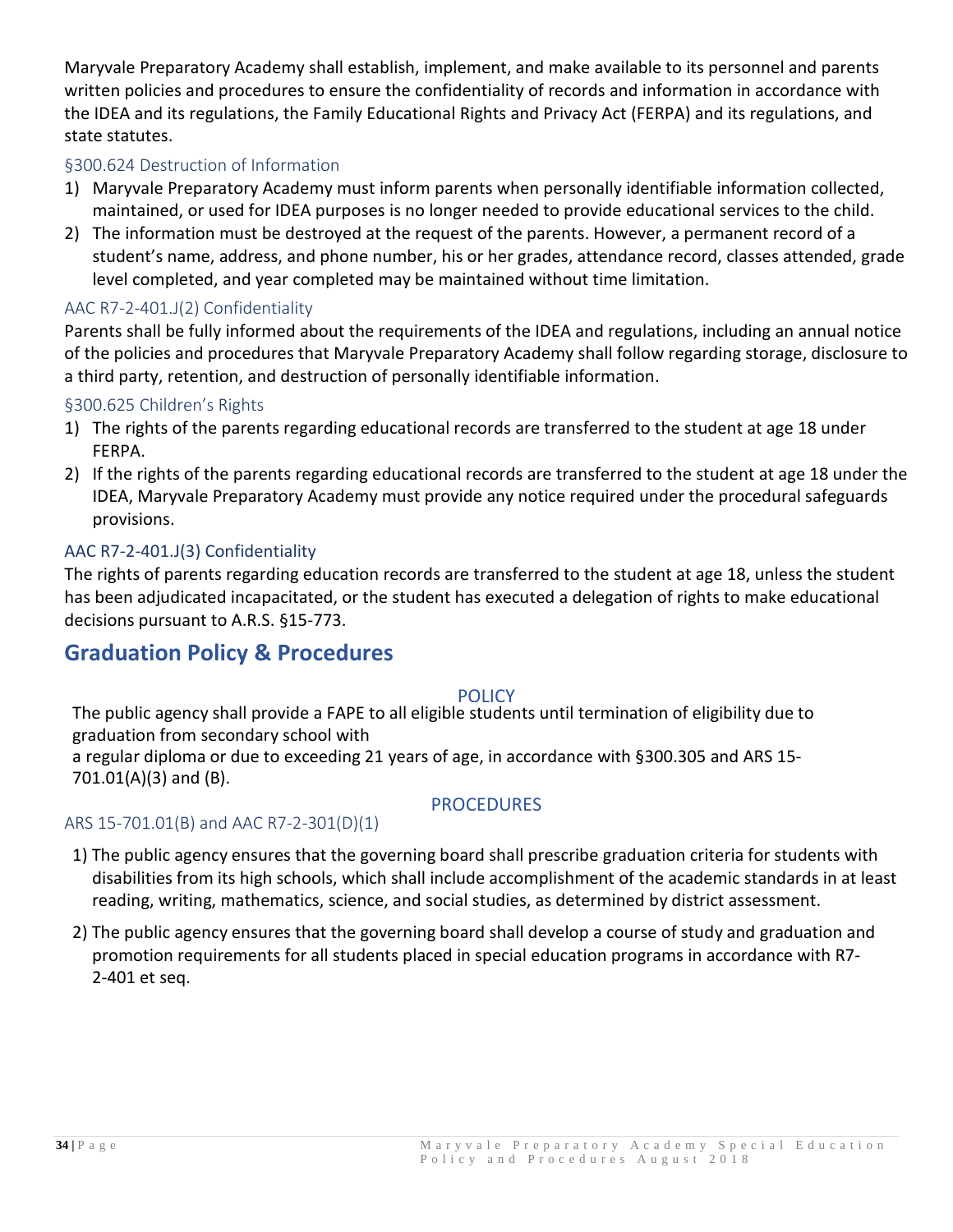Maryvale Preparatory Academy shall establish, implement, and make available to its personnel and parents written policies and procedures to ensure the confidentiality of records and information in accordance with the IDEA and its regulations, the Family Educational Rights and Privacy Act (FERPA) and its regulations, and state statutes.

### §300.624 Destruction of Information

1) Maryvale Preparatory Academy must inform parents when personally identifiable information collected, maintained, or used for IDEA purposes is no longer needed to provide educational services to the child.
2) The information must be destroyed at the request of the parents. However, a permanent record of a student's name, address, and phone number, his or her grades, attendance record, classes attended, grade level completed, and year completed may be maintained without time limitation.

### AAC R7-2-401.J(2) Confidentiality

Parents shall be fully informed about the requirements of the IDEA and regulations, including an annual notice of the policies and procedures that Maryvale Preparatory Academy shall follow regarding storage, disclosure to a third party, retention, and destruction of personally identifiable information.

### §300.625 Children's Rights

1) The rights of the parents regarding educational records are transferred to the student at age 18 under FERPA.
2) If the rights of the parents regarding educational records are transferred to the student at age 18 under the IDEA, Maryvale Preparatory Academy must provide any notice required under the procedural safeguards provisions.

### AAC R7-2-401.J(3) Confidentiality

The rights of parents regarding education records are transferred to the student at age 18, unless the student has been adjudicated incapacitated, or the student has executed a delegation of rights to make educational decisions pursuant to A.R.S. §15-773.

## Graduation Policy & Procedures

### POLICY

The public agency shall provide a FAPE to all eligible students until termination of eligibility due to graduation from secondary school with
a regular diploma or due to exceeding 21 years of age, in accordance with §300.305 and ARS 15-701.01(A)(3) and (B).

### PROCEDURES

### ARS 15-701.01(B) and AAC R7-2-301(D)(1)

1) The public agency ensures that the governing board shall prescribe graduation criteria for students with disabilities from its high schools, which shall include accomplishment of the academic standards in at least reading, writing, mathematics, science, and social studies, as determined by district assessment.

2) The public agency ensures that the governing board shall develop a course of study and graduation and promotion requirements for all students placed in special education programs in accordance with R7-2-401 et seq.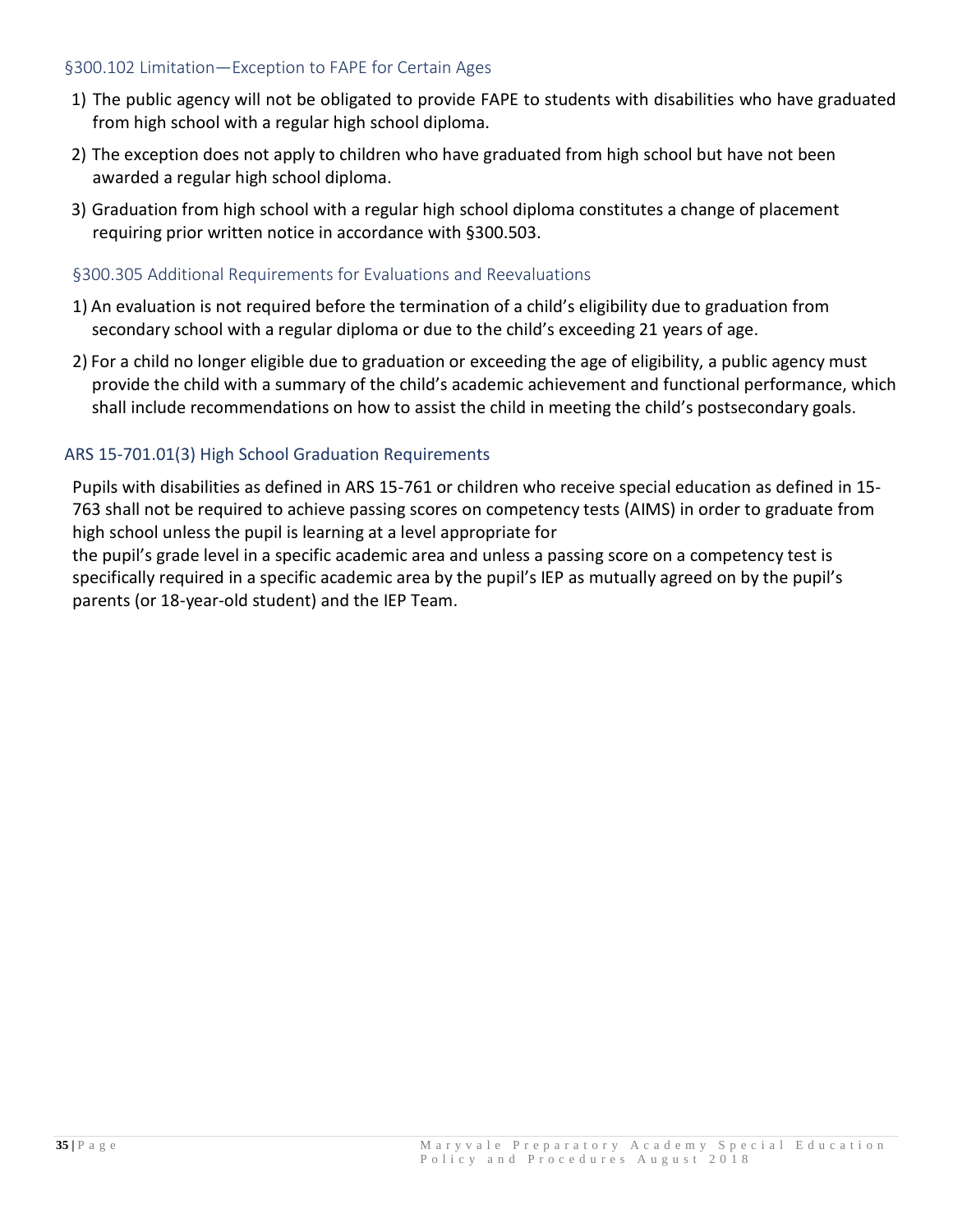### §300.102 Limitation—Exception to FAPE for Certain Ages

1) The public agency will not be obligated to provide FAPE to students with disabilities who have graduated from high school with a regular high school diploma.
2) The exception does not apply to children who have graduated from high school but have not been awarded a regular high school diploma.
3) Graduation from high school with a regular high school diploma constitutes a change of placement requiring prior written notice in accordance with §300.503.

### §300.305 Additional Requirements for Evaluations and Reevaluations

1) An evaluation is not required before the termination of a child's eligibility due to graduation from secondary school with a regular diploma or due to the child's exceeding 21 years of age.
2) For a child no longer eligible due to graduation or exceeding the age of eligibility, a public agency must provide the child with a summary of the child's academic achievement and functional performance, which shall include recommendations on how to assist the child in meeting the child's postsecondary goals.

## ARS 15-701.01(3) High School Graduation Requirements

Pupils with disabilities as defined in ARS 15-761 or children who receive special education as defined in 15-763 shall not be required to achieve passing scores on competency tests (AIMS) in order to graduate from high school unless the pupil is learning at a level appropriate for the pupil's grade level in a specific academic area and unless a passing score on a competency test is specifically required in a specific academic area by the pupil's IEP as mutually agreed on by the pupil's parents (or 18-year-old student) and the IEP Team.